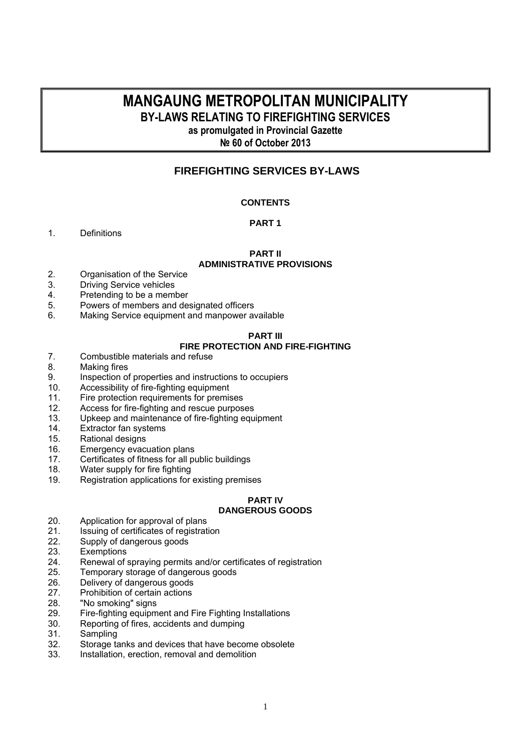# MANGAUNG METROPOLITAN MUNICIPALITY

## BY-LAWS RELATING TO FIREFIGHTING SERVICES

**as promulgated in Provincial Gazette**

**№ 60 of October 2013**

## FIREFIGHTING SERVICES BY-LAWS

**CONTENTS**

**PART 1**

1. Definitions

**PART II**
**ADMINISTRATIVE PROVISIONS**

2. Organisation of the Service
3. Driving Service vehicles
4. Pretending to be a member
5. Powers of members and designated officers
6. Making Service equipment and manpower available

**PART III**
**FIRE PROTECTION AND FIRE-FIGHTING**

7. Combustible materials and refuse
8. Making fires
9. Inspection of properties and instructions to occupiers
10. Accessibility of fire-fighting equipment
11. Fire protection requirements for premises
12. Access for fire-fighting and rescue purposes
13. Upkeep and maintenance of fire-fighting equipment
14. Extractor fan systems
15. Rational designs
16. Emergency evacuation plans
17. Certificates of fitness for all public buildings
18. Water supply for fire fighting
19. Registration applications for existing premises

**PART IV**
**DANGEROUS GOODS**

20. Application for approval of plans
21. Issuing of certificates of registration
22. Supply of dangerous goods
23. Exemptions
24. Renewal of spraying permits and/or certificates of registration
25. Temporary storage of dangerous goods
26. Delivery of dangerous goods
27. Prohibition of certain actions
28. "No smoking" signs
29. Fire-fighting equipment and Fire Fighting Installations
30. Reporting of fires, accidents and dumping
31. Sampling
32. Storage tanks and devices that have become obsolete
33. Installation, erection, removal and demolition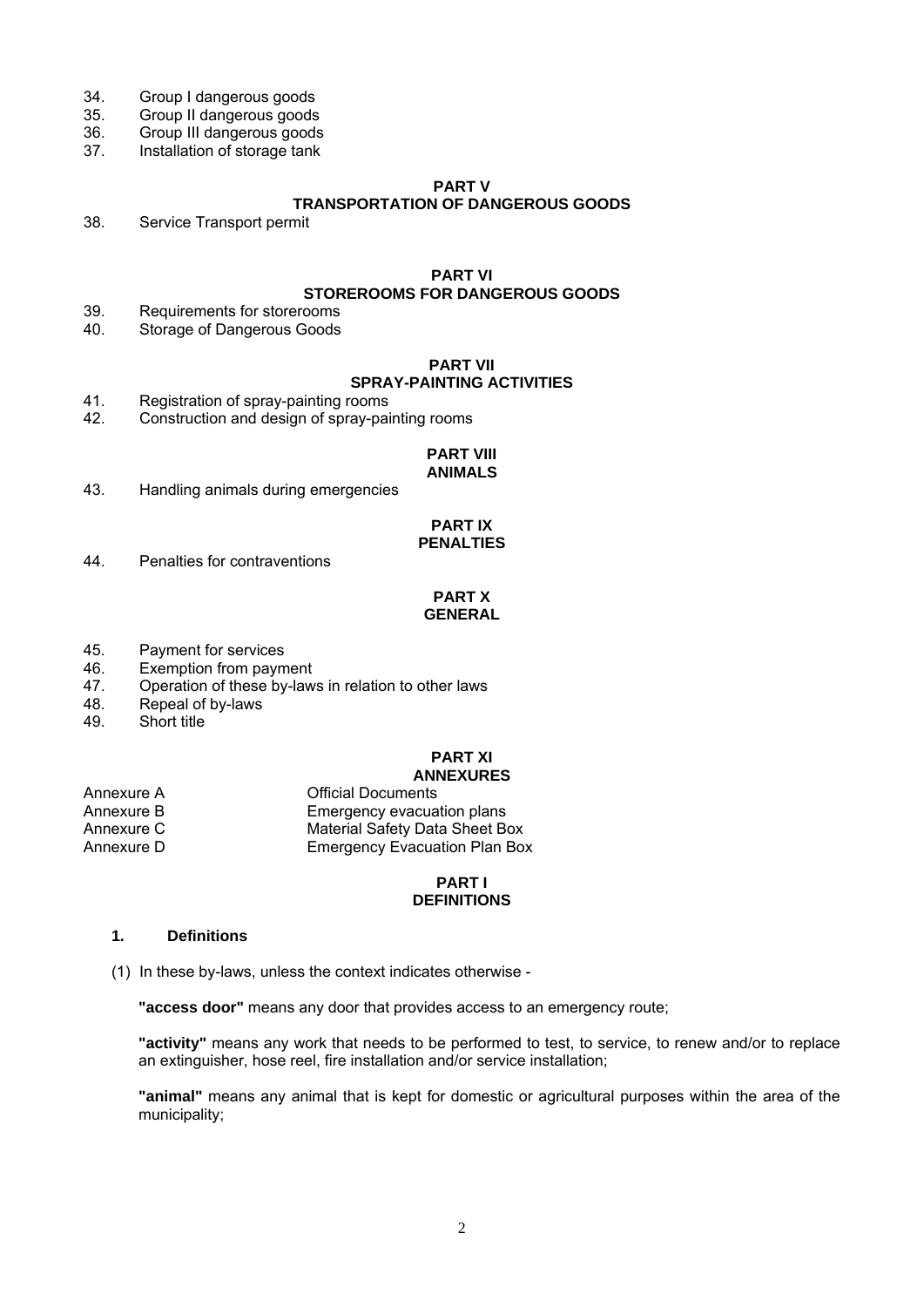34. Group I dangerous goods
35. Group II dangerous goods
36. Group III dangerous goods
37. Installation of storage tank

**PART V**
**TRANSPORTATION OF DANGEROUS GOODS**

38. Service Transport permit

**PART VI**
**STOREROOMS FOR DANGEROUS GOODS**

39. Requirements for storerooms
40. Storage of Dangerous Goods

**PART VII**
**SPRAY-PAINTING ACTIVITIES**

41. Registration of spray-painting rooms
42. Construction and design of spray-painting rooms

**PART VIII**
**ANIMALS**

43. Handling animals during emergencies

**PART IX**
**PENALTIES**

44. Penalties for contraventions

**PART X**
**GENERAL**

45. Payment for services
46. Exemption from payment
47. Operation of these by-laws in relation to other laws
48. Repeal of by-laws
49. Short title

**PART XI**
**ANNEXURES**

| | |
|---|---|
| Annexure A | Official Documents |
| Annexure B | Emergency evacuation plans |
| Annexure C | Material Safety Data Sheet Box |
| Annexure D | Emergency Evacuation Plan Box |

## PART I
## DEFINITIONS

### 1. Definitions

(1) In these by-laws, unless the context indicates otherwise -

**"access door"** means any door that provides access to an emergency route;

**"activity"** means any work that needs to be performed to test, to service, to renew and/or to replace an extinguisher, hose reel, fire installation and/or service installation;

**"animal"** means any animal that is kept for domestic or agricultural purposes within the area of the municipality;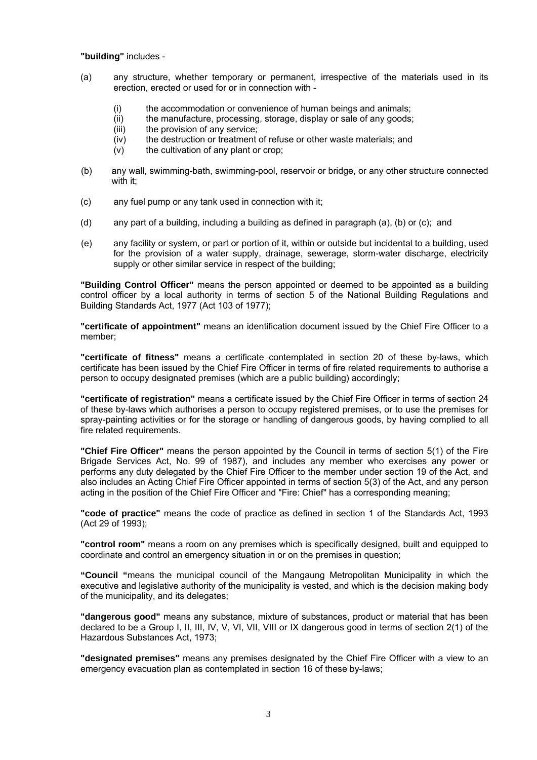**"building"** includes -

(a) any structure, whether temporary or permanent, irrespective of the materials used in its erection, erected or used for or in connection with -

  (i) the accommodation or convenience of human beings and animals;
  (ii) the manufacture, processing, storage, display or sale of any goods;
  (iii) the provision of any service;
  (iv) the destruction or treatment of refuse or other waste materials; and
  (v) the cultivation of any plant or crop;

(b) any wall, swimming-bath, swimming-pool, reservoir or bridge, or any other structure connected with it;

(c) any fuel pump or any tank used in connection with it;

(d) any part of a building, including a building as defined in paragraph (a), (b) or (c); and

(e) any facility or system, or part or portion of it, within or outside but incidental to a building, used for the provision of a water supply, drainage, sewerage, storm-water discharge, electricity supply or other similar service in respect of the building;

**"Building Control Officer"** means the person appointed or deemed to be appointed as a building control officer by a local authority in terms of section 5 of the National Building Regulations and Building Standards Act, 1977 (Act 103 of 1977);

**"certificate of appointment"** means an identification document issued by the Chief Fire Officer to a member;

**"certificate of fitness"** means a certificate contemplated in section 20 of these by-laws, which certificate has been issued by the Chief Fire Officer in terms of fire related requirements to authorise a person to occupy designated premises (which are a public building) accordingly;

**"certificate of registration"** means a certificate issued by the Chief Fire Officer in terms of section 24 of these by-laws which authorises a person to occupy registered premises, or to use the premises for spray-painting activities or for the storage or handling of dangerous goods, by having complied to all fire related requirements.

**"Chief Fire Officer"** means the person appointed by the Council in terms of section 5(1) of the Fire Brigade Services Act, No. 99 of 1987), and includes any member who exercises any power or performs any duty delegated by the Chief Fire Officer to the member under section 19 of the Act, and also includes an Acting Chief Fire Officer appointed in terms of section 5(3) of the Act, and any person acting in the position of the Chief Fire Officer and "Fire: Chief" has a corresponding meaning;

**"code of practice"** means the code of practice as defined in section 1 of the Standards Act, 1993 (Act 29 of 1993);

**"control room"** means a room on any premises which is specifically designed, built and equipped to coordinate and control an emergency situation in or on the premises in question;

**"Council "**means the municipal council of the Mangaung Metropolitan Municipality in which the executive and legislative authority of the municipality is vested, and which is the decision making body of the municipality, and its delegates;

**"dangerous good"** means any substance, mixture of substances, product or material that has been declared to be a Group I, II, III, IV, V, VI, VII, VIII or IX dangerous good in terms of section 2(1) of the Hazardous Substances Act, 1973;

**"designated premises"** means any premises designated by the Chief Fire Officer with a view to an emergency evacuation plan as contemplated in section 16 of these by-laws;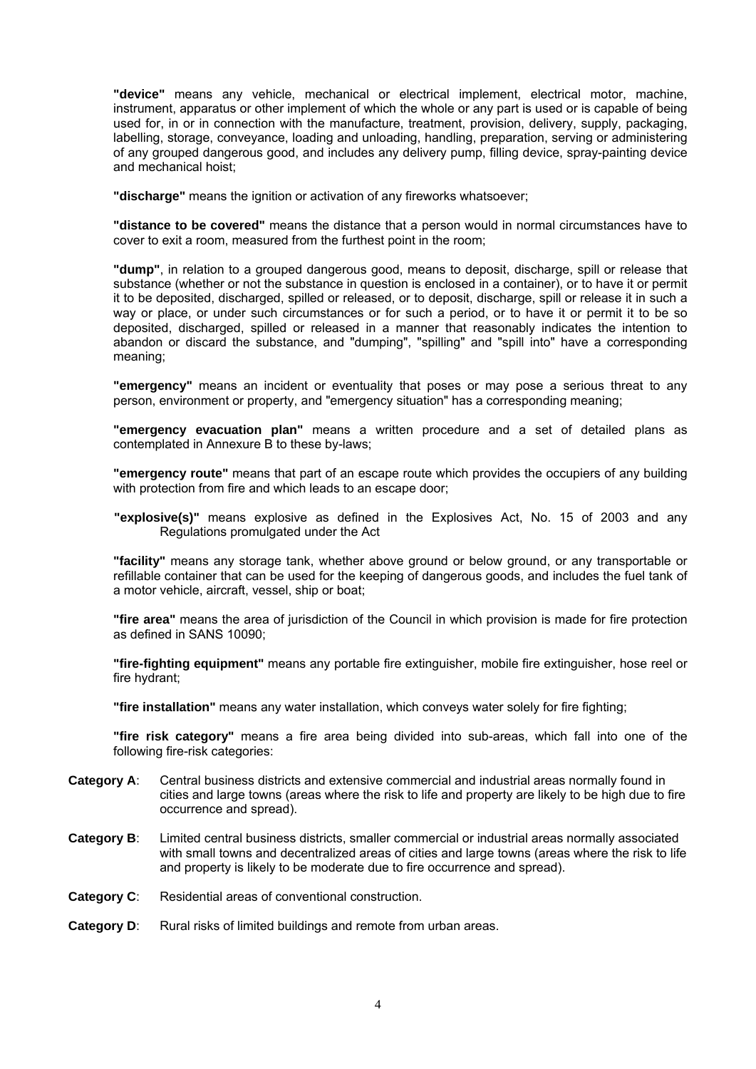**"device"** means any vehicle, mechanical or electrical implement, electrical motor, machine, instrument, apparatus or other implement of which the whole or any part is used or is capable of being used for, in or in connection with the manufacture, treatment, provision, delivery, supply, packaging, labelling, storage, conveyance, loading and unloading, handling, preparation, serving or administering of any grouped dangerous good, and includes any delivery pump, filling device, spray-painting device and mechanical hoist;

**"discharge"** means the ignition or activation of any fireworks whatsoever;

**"distance to be covered"** means the distance that a person would in normal circumstances have to cover to exit a room, measured from the furthest point in the room;

**"dump"**, in relation to a grouped dangerous good, means to deposit, discharge, spill or release that substance (whether or not the substance in question is enclosed in a container), or to have it or permit it to be deposited, discharged, spilled or released, or to deposit, discharge, spill or release it in such a way or place, or under such circumstances or for such a period, or to have it or permit it to be so deposited, discharged, spilled or released in a manner that reasonably indicates the intention to abandon or discard the substance, and "dumping", "spilling" and "spill into" have a corresponding meaning;

**"emergency"** means an incident or eventuality that poses or may pose a serious threat to any person, environment or property, and "emergency situation" has a corresponding meaning;

**"emergency evacuation plan"** means a written procedure and a set of detailed plans as contemplated in Annexure B to these by-laws;

**"emergency route"** means that part of an escape route which provides the occupiers of any building with protection from fire and which leads to an escape door;

**"explosive(s)"** means explosive as defined in the Explosives Act, No. 15 of 2003 and any Regulations promulgated under the Act

**"facility"** means any storage tank, whether above ground or below ground, or any transportable or refillable container that can be used for the keeping of dangerous goods, and includes the fuel tank of a motor vehicle, aircraft, vessel, ship or boat;

**"fire area"** means the area of jurisdiction of the Council in which provision is made for fire protection as defined in SANS 10090;

**"fire-fighting equipment"** means any portable fire extinguisher, mobile fire extinguisher, hose reel or fire hydrant;

**"fire installation"** means any water installation, which conveys water solely for fire fighting;

**"fire risk category"** means a fire area being divided into sub-areas, which fall into one of the following fire-risk categories:

**Category A**: Central business districts and extensive commercial and industrial areas normally found in cities and large towns (areas where the risk to life and property are likely to be high due to fire occurrence and spread).

**Category B**: Limited central business districts, smaller commercial or industrial areas normally associated with small towns and decentralized areas of cities and large towns (areas where the risk to life and property is likely to be moderate due to fire occurrence and spread).

**Category C**: Residential areas of conventional construction.

**Category D**: Rural risks of limited buildings and remote from urban areas.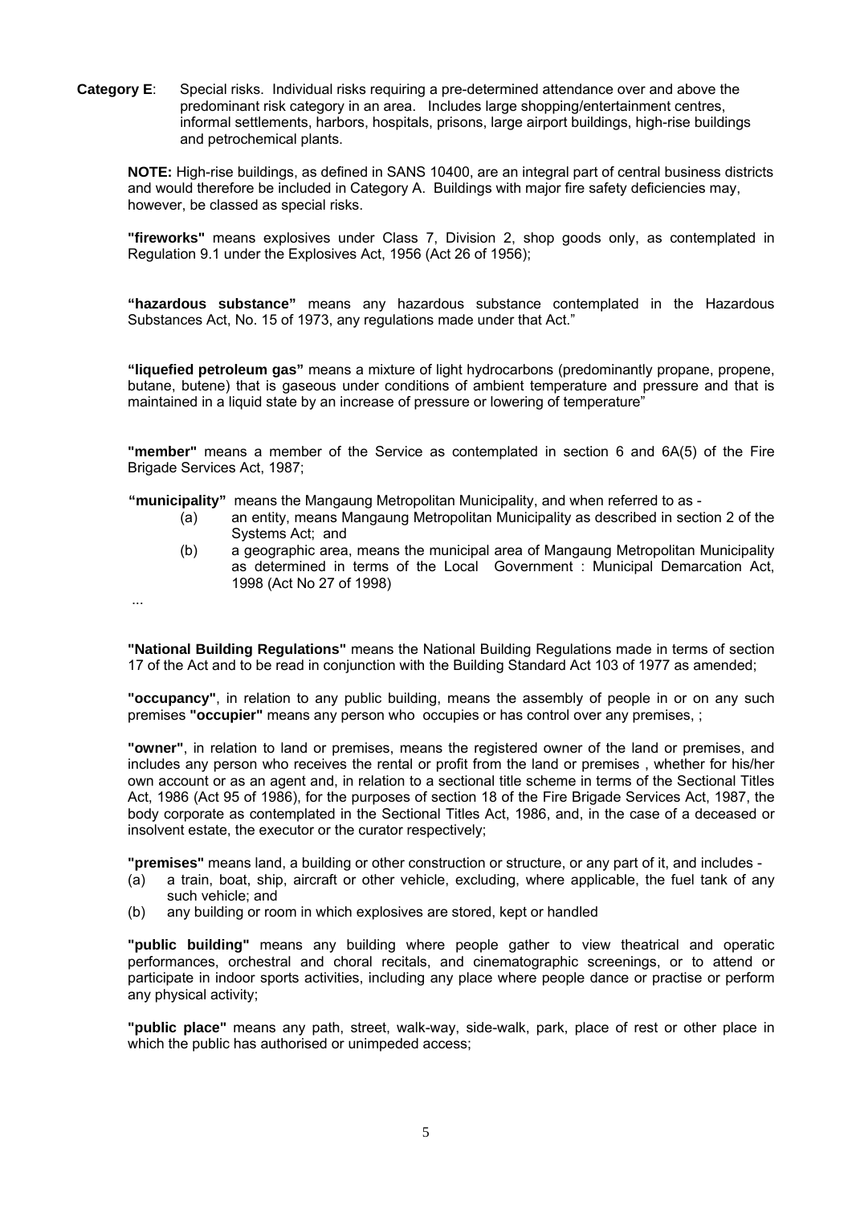**Category E**: Special risks. Individual risks requiring a pre-determined attendance over and above the predominant risk category in an area. Includes large shopping/entertainment centres, informal settlements, harbors, hospitals, prisons, large airport buildings, high-rise buildings and petrochemical plants.

**NOTE:** High-rise buildings, as defined in SANS 10400, are an integral part of central business districts and would therefore be included in Category A. Buildings with major fire safety deficiencies may, however, be classed as special risks.

**"fireworks"** means explosives under Class 7, Division 2, shop goods only, as contemplated in Regulation 9.1 under the Explosives Act, 1956 (Act 26 of 1956);

**"hazardous substance"** means any hazardous substance contemplated in the Hazardous Substances Act, No. 15 of 1973, any regulations made under that Act."

**"liquefied petroleum gas"** means a mixture of light hydrocarbons (predominantly propane, propene, butane, butene) that is gaseous under conditions of ambient temperature and pressure and that is maintained in a liquid state by an increase of pressure or lowering of temperature"

**"member"** means a member of the Service as contemplated in section 6 and 6A(5) of the Fire Brigade Services Act, 1987;

**"municipality"** means the Mangaung Metropolitan Municipality, and when referred to as -

(a) an entity, means Mangaung Metropolitan Municipality as described in section 2 of the Systems Act; and

(b) a geographic area, means the municipal area of Mangaung Metropolitan Municipality as determined in terms of the Local Government : Municipal Demarcation Act, 1998 (Act No 27 of 1998)

...

**"National Building Regulations"** means the National Building Regulations made in terms of section 17 of the Act and to be read in conjunction with the Building Standard Act 103 of 1977 as amended;

**"occupancy"**, in relation to any public building, means the assembly of people in or on any such premises **"occupier"** means any person who occupies or has control over any premises, ;

**"owner"**, in relation to land or premises, means the registered owner of the land or premises, and includes any person who receives the rental or profit from the land or premises , whether for his/her own account or as an agent and, in relation to a sectional title scheme in terms of the Sectional Titles Act, 1986 (Act 95 of 1986), for the purposes of section 18 of the Fire Brigade Services Act, 1987, the body corporate as contemplated in the Sectional Titles Act, 1986, and, in the case of a deceased or insolvent estate, the executor or the curator respectively;

**"premises"** means land, a building or other construction or structure, or any part of it, and includes -

(a) a train, boat, ship, aircraft or other vehicle, excluding, where applicable, the fuel tank of any such vehicle; and

(b) any building or room in which explosives are stored, kept or handled

**"public building"** means any building where people gather to view theatrical and operatic performances, orchestral and choral recitals, and cinematographic screenings, or to attend or participate in indoor sports activities, including any place where people dance or practise or perform any physical activity;

**"public place"** means any path, street, walk-way, side-walk, park, place of rest or other place in which the public has authorised or unimpeded access;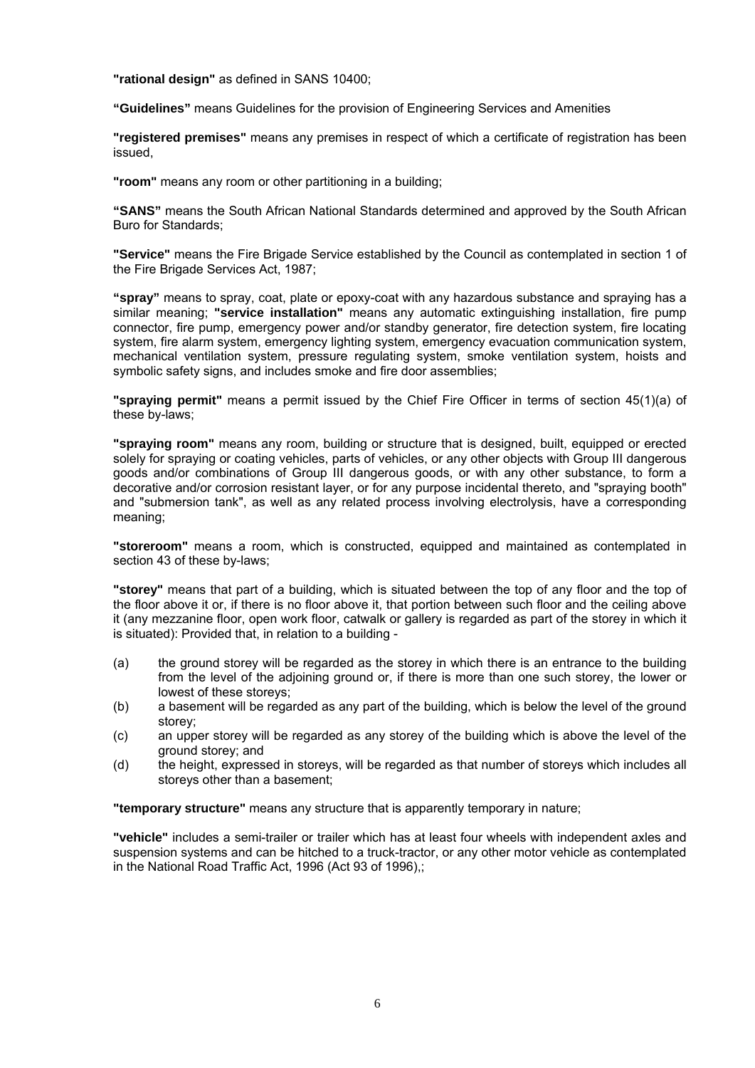**"rational design"** as defined in SANS 10400;

**"Guidelines"** means Guidelines for the provision of Engineering Services and Amenities

**"registered premises"** means any premises in respect of which a certificate of registration has been issued,

**"room"** means any room or other partitioning in a building;

**"SANS"** means the South African National Standards determined and approved by the South African Buro for Standards;

**"Service"** means the Fire Brigade Service established by the Council as contemplated in section 1 of the Fire Brigade Services Act, 1987;

**"spray"** means to spray, coat, plate or epoxy-coat with any hazardous substance and spraying has a similar meaning; **"service installation"** means any automatic extinguishing installation, fire pump connector, fire pump, emergency power and/or standby generator, fire detection system, fire locating system, fire alarm system, emergency lighting system, emergency evacuation communication system, mechanical ventilation system, pressure regulating system, smoke ventilation system, hoists and symbolic safety signs, and includes smoke and fire door assemblies;

**"spraying permit"** means a permit issued by the Chief Fire Officer in terms of section 45(1)(a) of these by-laws;

**"spraying room"** means any room, building or structure that is designed, built, equipped or erected solely for spraying or coating vehicles, parts of vehicles, or any other objects with Group III dangerous goods and/or combinations of Group III dangerous goods, or with any other substance, to form a decorative and/or corrosion resistant layer, or for any purpose incidental thereto, and "spraying booth" and "submersion tank", as well as any related process involving electrolysis, have a corresponding meaning;

**"storeroom"** means a room, which is constructed, equipped and maintained as contemplated in section 43 of these by-laws;

**"storey"** means that part of a building, which is situated between the top of any floor and the top of the floor above it or, if there is no floor above it, that portion between such floor and the ceiling above it (any mezzanine floor, open work floor, catwalk or gallery is regarded as part of the storey in which it is situated): Provided that, in relation to a building -

(a) the ground storey will be regarded as the storey in which there is an entrance to the building from the level of the adjoining ground or, if there is more than one such storey, the lower or lowest of these storeys;

(b) a basement will be regarded as any part of the building, which is below the level of the ground storey;

(c) an upper storey will be regarded as any storey of the building which is above the level of the ground storey; and

(d) the height, expressed in storeys, will be regarded as that number of storeys which includes all storeys other than a basement;

**"temporary structure"** means any structure that is apparently temporary in nature;

**"vehicle"** includes a semi-trailer or trailer which has at least four wheels with independent axles and suspension systems and can be hitched to a truck-tractor, or any other motor vehicle as contemplated in the National Road Traffic Act, 1996 (Act 93 of 1996),;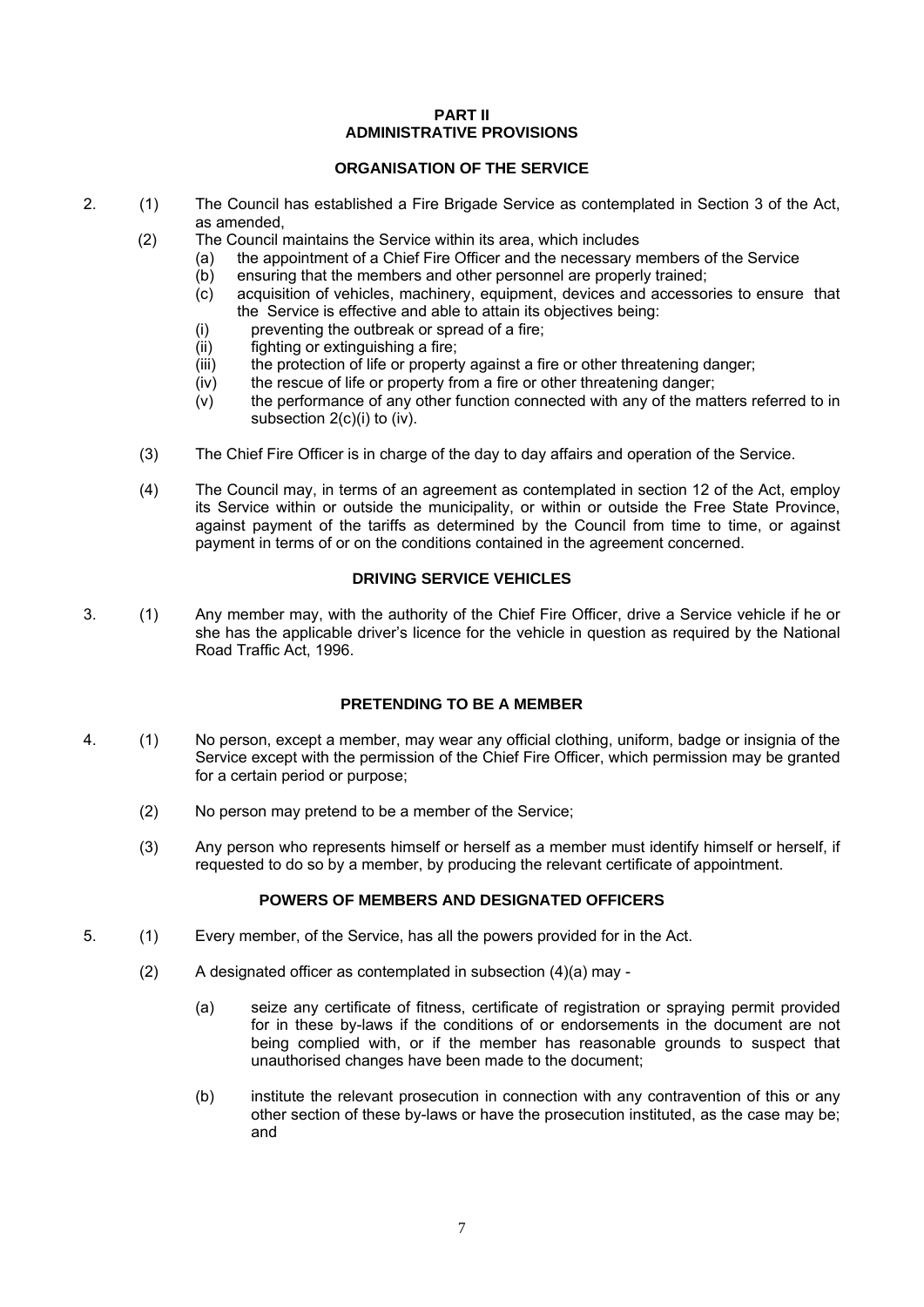## PART II
## ADMINISTRATIVE PROVISIONS

### ORGANISATION OF THE SERVICE

2. (1) The Council has established a Fire Brigade Service as contemplated in Section 3 of the Act, as amended,

   (2) The Council maintains the Service within its area, which includes
   - (a) the appointment of a Chief Fire Officer and the necessary members of the Service
   - (b) ensuring that the members and other personnel are properly trained;
   - (c) acquisition of vehicles, machinery, equipment, devices and accessories to ensure that the Service is effective and able to attain its objectives being:
     - (i) preventing the outbreak or spread of a fire;
     - (ii) fighting or extinguishing a fire;
     - (iii) the protection of life or property against a fire or other threatening danger;
     - (iv) the rescue of life or property from a fire or other threatening danger;
     - (v) the performance of any other function connected with any of the matters referred to in subsection 2(c)(i) to (iv).

   (3) The Chief Fire Officer is in charge of the day to day affairs and operation of the Service.

   (4) The Council may, in terms of an agreement as contemplated in section 12 of the Act, employ its Service within or outside the municipality, or within or outside the Free State Province, against payment of the tariffs as determined by the Council from time to time, or against payment in terms of or on the conditions contained in the agreement concerned.

### DRIVING SERVICE VEHICLES

3. (1) Any member may, with the authority of the Chief Fire Officer, drive a Service vehicle if he or she has the applicable driver's licence for the vehicle in question as required by the National Road Traffic Act, 1996.

### PRETENDING TO BE A MEMBER

4. (1) No person, except a member, may wear any official clothing, uniform, badge or insignia of the Service except with the permission of the Chief Fire Officer, which permission may be granted for a certain period or purpose;

   (2) No person may pretend to be a member of the Service;

   (3) Any person who represents himself or herself as a member must identify himself or herself, if requested to do so by a member, by producing the relevant certificate of appointment.

### POWERS OF MEMBERS AND DESIGNATED OFFICERS

5. (1) Every member, of the Service, has all the powers provided for in the Act.

   (2) A designated officer as contemplated in subsection (4)(a) may -

   - (a) seize any certificate of fitness, certificate of registration or spraying permit provided for in these by-laws if the conditions of or endorsements in the document are not being complied with, or if the member has reasonable grounds to suspect that unauthorised changes have been made to the document;

   - (b) institute the relevant prosecution in connection with any contravention of this or any other section of these by-laws or have the prosecution instituted, as the case may be; and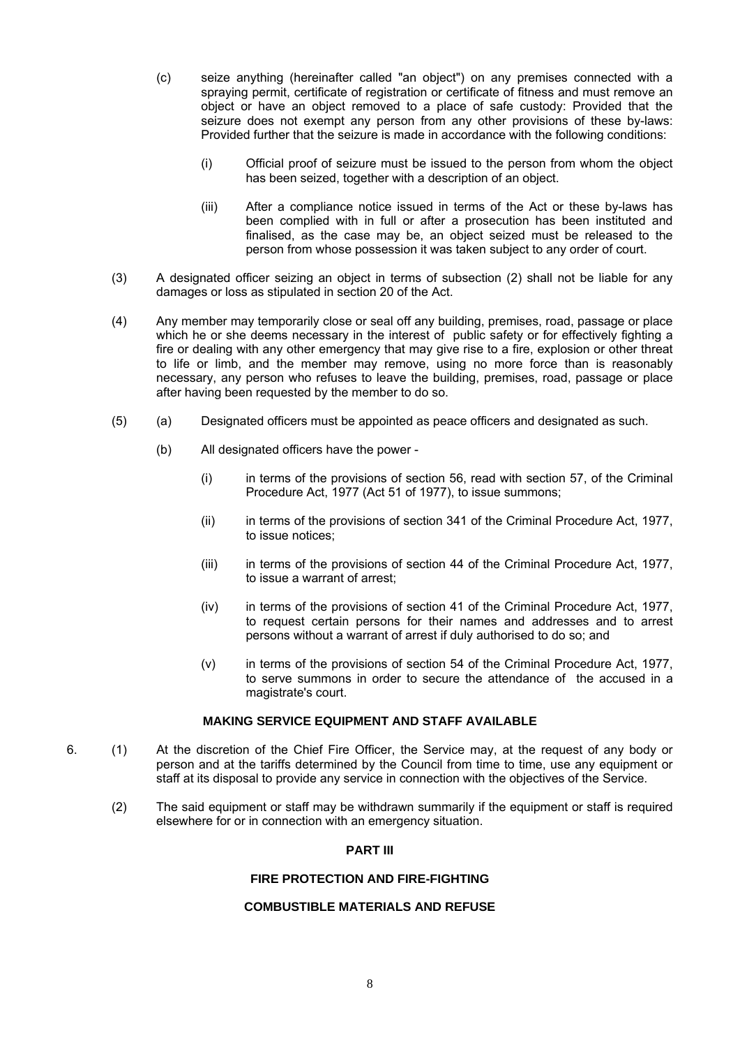(c) seize anything (hereinafter called "an object") on any premises connected with a spraying permit, certificate of registration or certificate of fitness and must remove an object or have an object removed to a place of safe custody: Provided that the seizure does not exempt any person from any other provisions of these by-laws: Provided further that the seizure is made in accordance with the following conditions:

(i) Official proof of seizure must be issued to the person from whom the object has been seized, together with a description of an object.

(iii) After a compliance notice issued in terms of the Act or these by-laws has been complied with in full or after a prosecution has been instituted and finalised, as the case may be, an object seized must be released to the person from whose possession it was taken subject to any order of court.

(3) A designated officer seizing an object in terms of subsection (2) shall not be liable for any damages or loss as stipulated in section 20 of the Act.

(4) Any member may temporarily close or seal off any building, premises, road, passage or place which he or she deems necessary in the interest of public safety or for effectively fighting a fire or dealing with any other emergency that may give rise to a fire, explosion or other threat to life or limb, and the member may remove, using no more force than is reasonably necessary, any person who refuses to leave the building, premises, road, passage or place after having been requested by the member to do so.

(5) (a) Designated officers must be appointed as peace officers and designated as such.

(b) All designated officers have the power -

(i) in terms of the provisions of section 56, read with section 57, of the Criminal Procedure Act, 1977 (Act 51 of 1977), to issue summons;

(ii) in terms of the provisions of section 341 of the Criminal Procedure Act, 1977, to issue notices;

(iii) in terms of the provisions of section 44 of the Criminal Procedure Act, 1977, to issue a warrant of arrest;

(iv) in terms of the provisions of section 41 of the Criminal Procedure Act, 1977, to request certain persons for their names and addresses and to arrest persons without a warrant of arrest if duly authorised to do so; and

(v) in terms of the provisions of section 54 of the Criminal Procedure Act, 1977, to serve summons in order to secure the attendance of the accused in a magistrate's court.

**MAKING SERVICE EQUIPMENT AND STAFF AVAILABLE**

6. (1) At the discretion of the Chief Fire Officer, the Service may, at the request of any body or person and at the tariffs determined by the Council from time to time, use any equipment or staff at its disposal to provide any service in connection with the objectives of the Service.

(2) The said equipment or staff may be withdrawn summarily if the equipment or staff is required elsewhere for or in connection with an emergency situation.

## PART III

## FIRE PROTECTION AND FIRE-FIGHTING

### COMBUSTIBLE MATERIALS AND REFUSE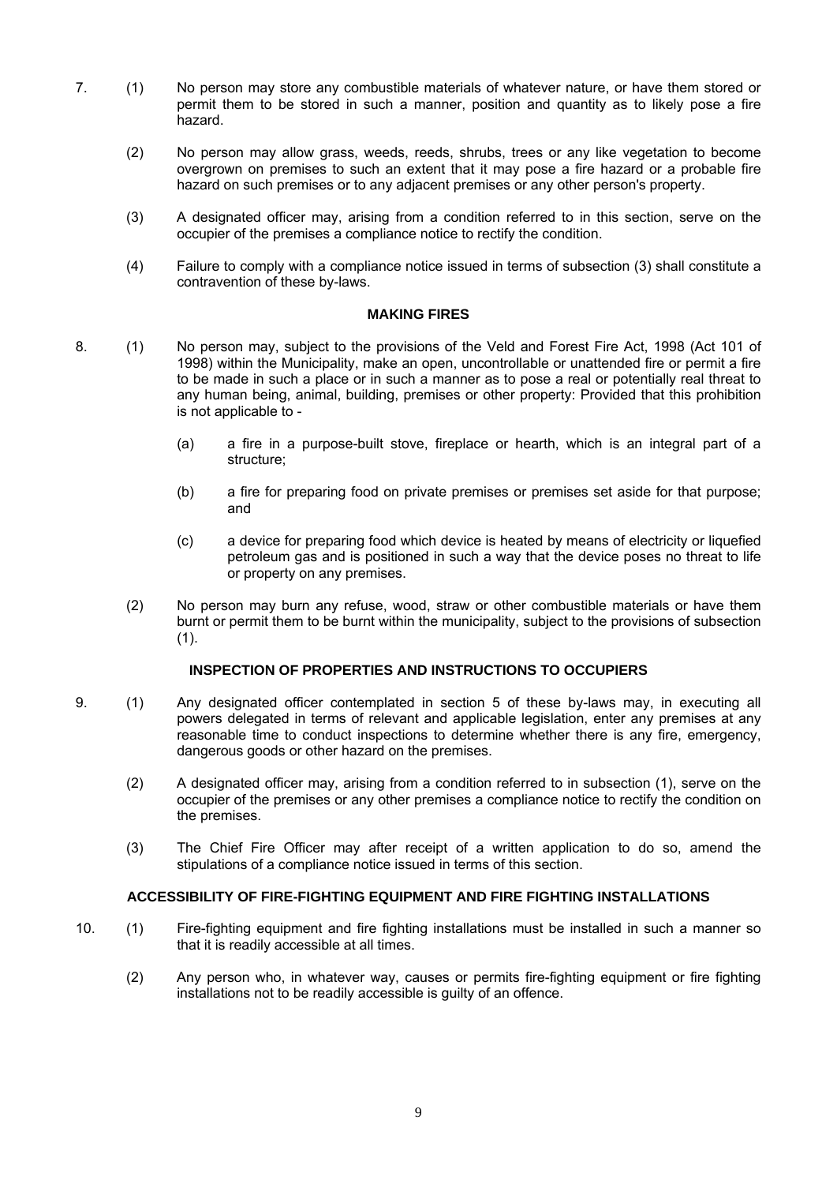7. (1) No person may store any combustible materials of whatever nature, or have them stored or permit them to be stored in such a manner, position and quantity as to likely pose a fire hazard.

   (2) No person may allow grass, weeds, reeds, shrubs, trees or any like vegetation to become overgrown on premises to such an extent that it may pose a fire hazard or a probable fire hazard on such premises or to any adjacent premises or any other person's property.

   (3) A designated officer may, arising from a condition referred to in this section, serve on the occupier of the premises a compliance notice to rectify the condition.

   (4) Failure to comply with a compliance notice issued in terms of subsection (3) shall constitute a contravention of these by-laws.

**MAKING FIRES**

8. (1) No person may, subject to the provisions of the Veld and Forest Fire Act, 1998 (Act 101 of 1998) within the Municipality, make an open, uncontrollable or unattended fire or permit a fire to be made in such a place or in such a manner as to pose a real or potentially real threat to any human being, animal, building, premises or other property: Provided that this prohibition is not applicable to -

      (a) a fire in a purpose-built stove, fireplace or hearth, which is an integral part of a structure;

      (b) a fire for preparing food on private premises or premises set aside for that purpose; and

      (c) a device for preparing food which device is heated by means of electricity or liquefied petroleum gas and is positioned in such a way that the device poses no threat to life or property on any premises.

   (2) No person may burn any refuse, wood, straw or other combustible materials or have them burnt or permit them to be burnt within the municipality, subject to the provisions of subsection (1).

**INSPECTION OF PROPERTIES AND INSTRUCTIONS TO OCCUPIERS**

9. (1) Any designated officer contemplated in section 5 of these by-laws may, in executing all powers delegated in terms of relevant and applicable legislation, enter any premises at any reasonable time to conduct inspections to determine whether there is any fire, emergency, dangerous goods or other hazard on the premises.

   (2) A designated officer may, arising from a condition referred to in subsection (1), serve on the occupier of the premises or any other premises a compliance notice to rectify the condition on the premises.

   (3) The Chief Fire Officer may after receipt of a written application to do so, amend the stipulations of a compliance notice issued in terms of this section.

**ACCESSIBILITY OF FIRE-FIGHTING EQUIPMENT AND FIRE FIGHTING INSTALLATIONS**

10. (1) Fire-fighting equipment and fire fighting installations must be installed in such a manner so that it is readily accessible at all times.

    (2) Any person who, in whatever way, causes or permits fire-fighting equipment or fire fighting installations not to be readily accessible is guilty of an offence.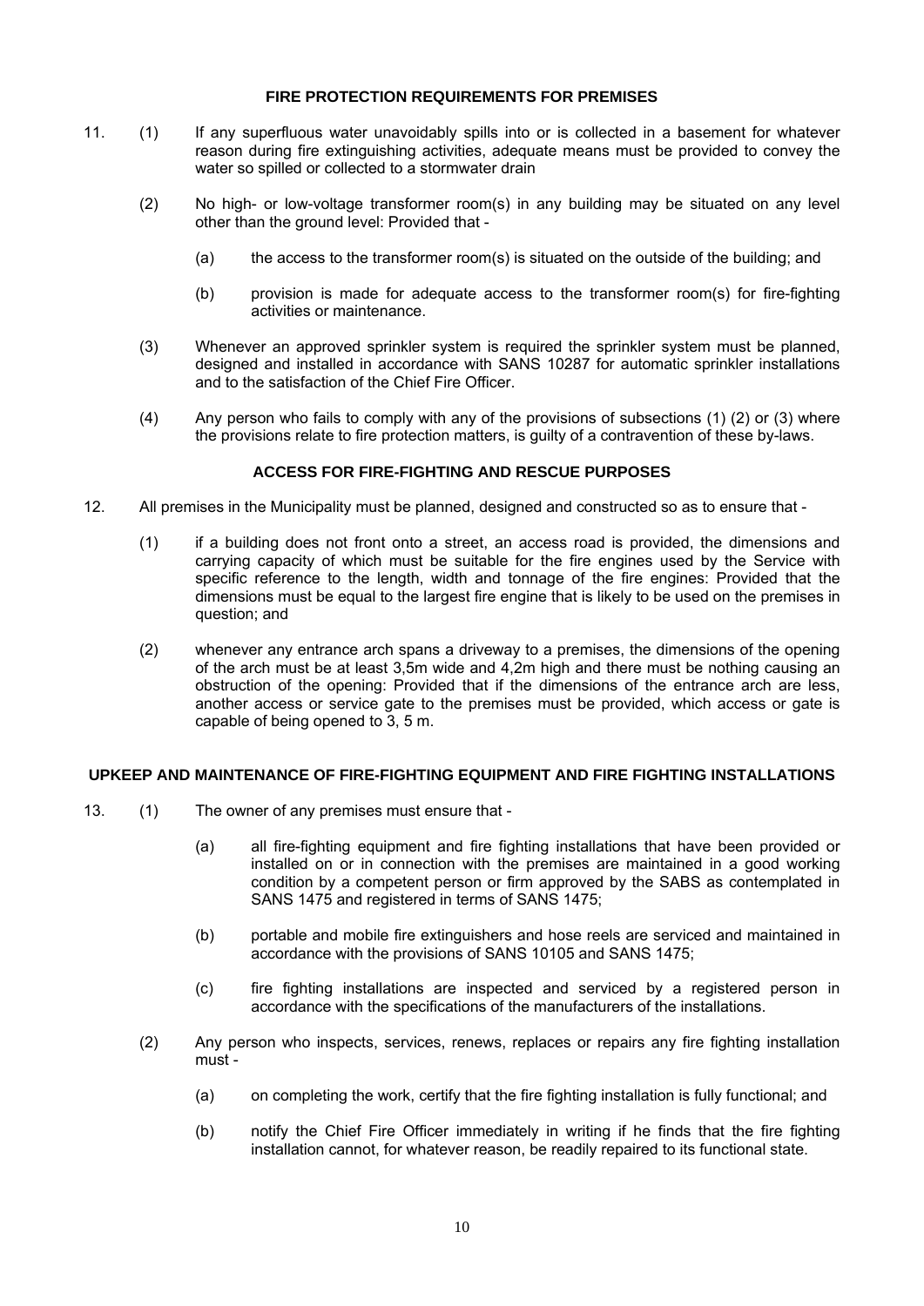## FIRE PROTECTION REQUIREMENTS FOR PREMISES

11. (1) If any superfluous water unavoidably spills into or is collected in a basement for whatever reason during fire extinguishing activities, adequate means must be provided to convey the water so spilled or collected to a stormwater drain

(2) No high- or low-voltage transformer room(s) in any building may be situated on any level other than the ground level: Provided that -

(a) the access to the transformer room(s) is situated on the outside of the building; and

(b) provision is made for adequate access to the transformer room(s) for fire-fighting activities or maintenance.

(3) Whenever an approved sprinkler system is required the sprinkler system must be planned, designed and installed in accordance with SANS 10287 for automatic sprinkler installations and to the satisfaction of the Chief Fire Officer.

(4) Any person who fails to comply with any of the provisions of subsections (1) (2) or (3) where the provisions relate to fire protection matters, is guilty of a contravention of these by-laws.

## ACCESS FOR FIRE-FIGHTING AND RESCUE PURPOSES

12. All premises in the Municipality must be planned, designed and constructed so as to ensure that -

(1) if a building does not front onto a street, an access road is provided, the dimensions and carrying capacity of which must be suitable for the fire engines used by the Service with specific reference to the length, width and tonnage of the fire engines: Provided that the dimensions must be equal to the largest fire engine that is likely to be used on the premises in question; and

(2) whenever any entrance arch spans a driveway to a premises, the dimensions of the opening of the arch must be at least 3,5m wide and 4,2m high and there must be nothing causing an obstruction of the opening: Provided that if the dimensions of the entrance arch are less, another access or service gate to the premises must be provided, which access or gate is capable of being opened to 3, 5 m.

## UPKEEP AND MAINTENANCE OF FIRE-FIGHTING EQUIPMENT AND FIRE FIGHTING INSTALLATIONS

13. (1) The owner of any premises must ensure that -

(a) all fire-fighting equipment and fire fighting installations that have been provided or installed on or in connection with the premises are maintained in a good working condition by a competent person or firm approved by the SABS as contemplated in SANS 1475 and registered in terms of SANS 1475;

(b) portable and mobile fire extinguishers and hose reels are serviced and maintained in accordance with the provisions of SANS 10105 and SANS 1475;

(c) fire fighting installations are inspected and serviced by a registered person in accordance with the specifications of the manufacturers of the installations.

(2) Any person who inspects, services, renews, replaces or repairs any fire fighting installation must -

(a) on completing the work, certify that the fire fighting installation is fully functional; and

(b) notify the Chief Fire Officer immediately in writing if he finds that the fire fighting installation cannot, for whatever reason, be readily repaired to its functional state.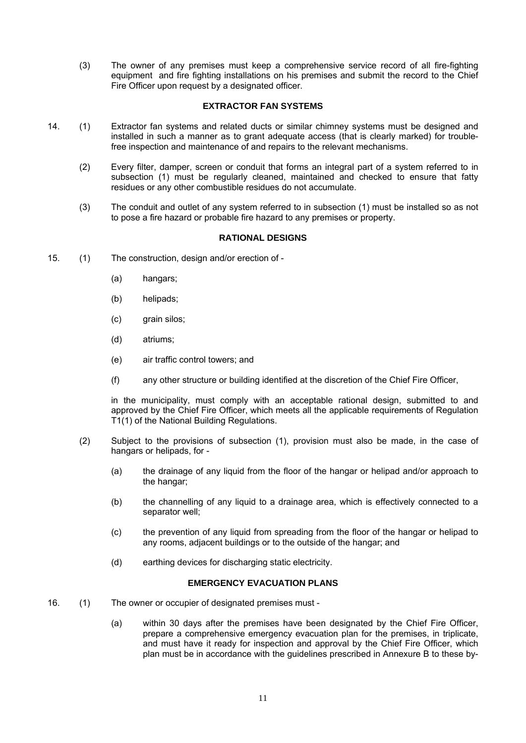(3) The owner of any premises must keep a comprehensive service record of all fire-fighting equipment and fire fighting installations on his premises and submit the record to the Chief Fire Officer upon request by a designated officer.

## EXTRACTOR FAN SYSTEMS

14. (1) Extractor fan systems and related ducts or similar chimney systems must be designed and installed in such a manner as to grant adequate access (that is clearly marked) for trouble-free inspection and maintenance of and repairs to the relevant mechanisms.

(2) Every filter, damper, screen or conduit that forms an integral part of a system referred to in subsection (1) must be regularly cleaned, maintained and checked to ensure that fatty residues or any other combustible residues do not accumulate.

(3) The conduit and outlet of any system referred to in subsection (1) must be installed so as not to pose a fire hazard or probable fire hazard to any premises or property.

## RATIONAL DESIGNS

15. (1) The construction, design and/or erection of -

(a) hangars;

(b) helipads;

(c) grain silos;

(d) atriums;

(e) air traffic control towers; and

(f) any other structure or building identified at the discretion of the Chief Fire Officer,

in the municipality, must comply with an acceptable rational design, submitted to and approved by the Chief Fire Officer, which meets all the applicable requirements of Regulation T1(1) of the National Building Regulations.

(2) Subject to the provisions of subsection (1), provision must also be made, in the case of hangars or helipads, for -

(a) the drainage of any liquid from the floor of the hangar or helipad and/or approach to the hangar;

(b) the channelling of any liquid to a drainage area, which is effectively connected to a separator well;

(c) the prevention of any liquid from spreading from the floor of the hangar or helipad to any rooms, adjacent buildings or to the outside of the hangar; and

(d) earthing devices for discharging static electricity.

## EMERGENCY EVACUATION PLANS

16. (1) The owner or occupier of designated premises must -

(a) within 30 days after the premises have been designated by the Chief Fire Officer, prepare a comprehensive emergency evacuation plan for the premises, in triplicate, and must have it ready for inspection and approval by the Chief Fire Officer, which plan must be in accordance with the guidelines prescribed in Annexure B to these by-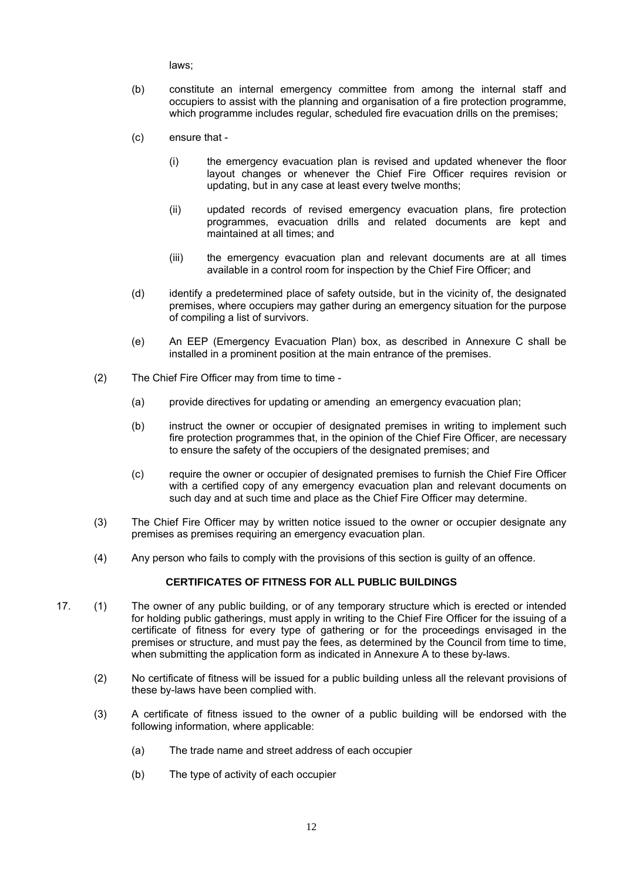laws;

(b) constitute an internal emergency committee from among the internal staff and occupiers to assist with the planning and organisation of a fire protection programme, which programme includes regular, scheduled fire evacuation drills on the premises;

(c) ensure that -

  (i) the emergency evacuation plan is revised and updated whenever the floor layout changes or whenever the Chief Fire Officer requires revision or updating, but in any case at least every twelve months;

  (ii) updated records of revised emergency evacuation plans, fire protection programmes, evacuation drills and related documents are kept and maintained at all times; and

  (iii) the emergency evacuation plan and relevant documents are at all times available in a control room for inspection by the Chief Fire Officer; and

(d) identify a predetermined place of safety outside, but in the vicinity of, the designated premises, where occupiers may gather during an emergency situation for the purpose of compiling a list of survivors.

(e) An EEP (Emergency Evacuation Plan) box, as described in Annexure C shall be installed in a prominent position at the main entrance of the premises.

(2) The Chief Fire Officer may from time to time -

  (a) provide directives for updating or amending an emergency evacuation plan;

  (b) instruct the owner or occupier of designated premises in writing to implement such fire protection programmes that, in the opinion of the Chief Fire Officer, are necessary to ensure the safety of the occupiers of the designated premises; and

  (c) require the owner or occupier of designated premises to furnish the Chief Fire Officer with a certified copy of any emergency evacuation plan and relevant documents on such day and at such time and place as the Chief Fire Officer may determine.

(3) The Chief Fire Officer may by written notice issued to the owner or occupier designate any premises as premises requiring an emergency evacuation plan.

(4) Any person who fails to comply with the provisions of this section is guilty of an offence.

## CERTIFICATES OF FITNESS FOR ALL PUBLIC BUILDINGS

17. (1) The owner of any public building, or of any temporary structure which is erected or intended for holding public gatherings, must apply in writing to the Chief Fire Officer for the issuing of a certificate of fitness for every type of gathering or for the proceedings envisaged in the premises or structure, and must pay the fees, as determined by the Council from time to time, when submitting the application form as indicated in Annexure A to these by-laws.

(2) No certificate of fitness will be issued for a public building unless all the relevant provisions of these by-laws have been complied with.

(3) A certificate of fitness issued to the owner of a public building will be endorsed with the following information, where applicable:

  (a) The trade name and street address of each occupier

  (b) The type of activity of each occupier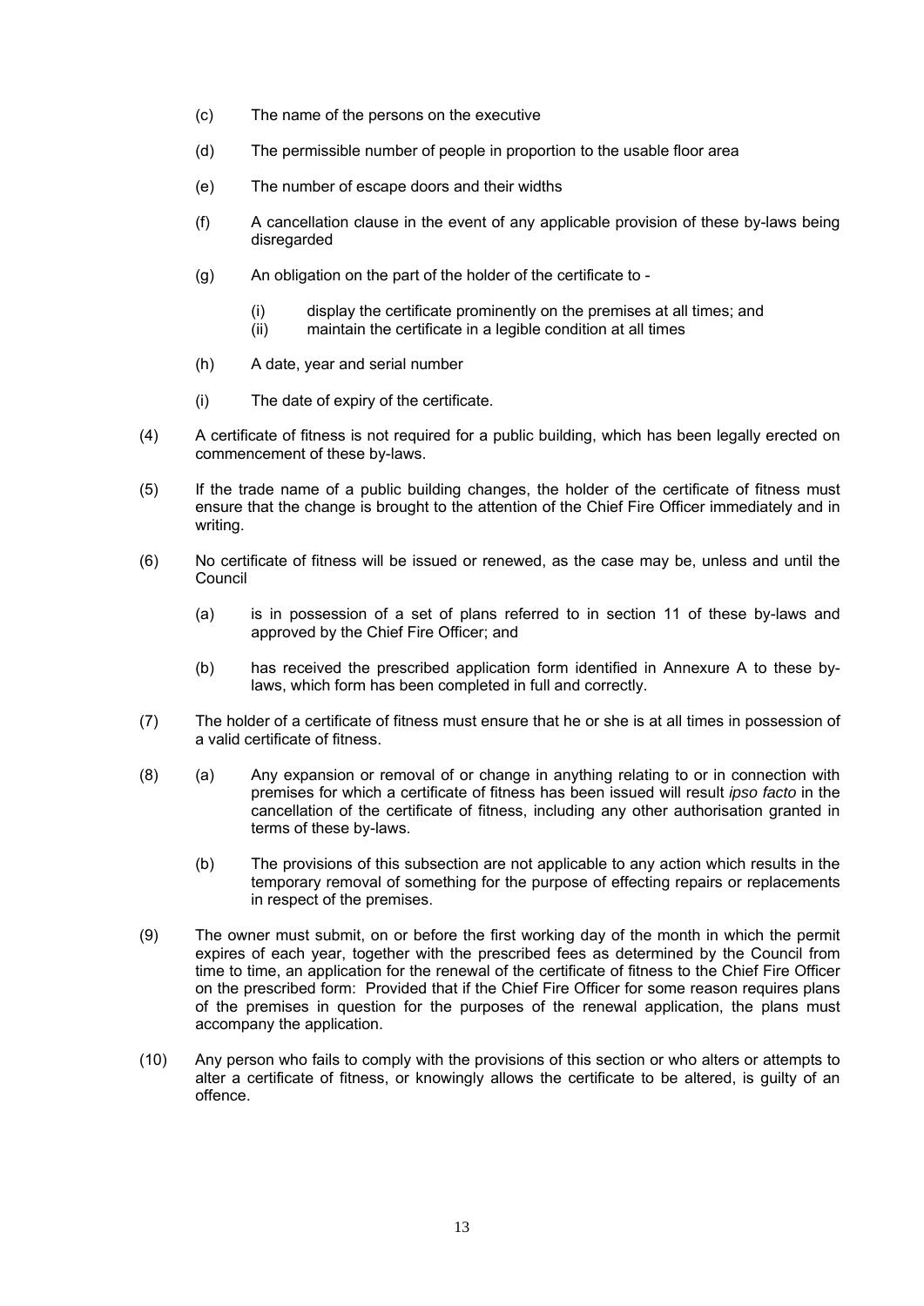(c) The name of the persons on the executive

(d) The permissible number of people in proportion to the usable floor area

(e) The number of escape doors and their widths

(f) A cancellation clause in the event of any applicable provision of these by-laws being disregarded

(g) An obligation on the part of the holder of the certificate to -

  (i) display the certificate prominently on the premises at all times; and
  (ii) maintain the certificate in a legible condition at all times

(h) A date, year and serial number

(i) The date of expiry of the certificate.

(4) A certificate of fitness is not required for a public building, which has been legally erected on commencement of these by-laws.

(5) If the trade name of a public building changes, the holder of the certificate of fitness must ensure that the change is brought to the attention of the Chief Fire Officer immediately and in writing.

(6) No certificate of fitness will be issued or renewed, as the case may be, unless and until the Council

  (a) is in possession of a set of plans referred to in section 11 of these by-laws and approved by the Chief Fire Officer; and

  (b) has received the prescribed application form identified in Annexure A to these by-laws, which form has been completed in full and correctly.

(7) The holder of a certificate of fitness must ensure that he or she is at all times in possession of a valid certificate of fitness.

(8) (a) Any expansion or removal of or change in anything relating to or in connection with premises for which a certificate of fitness has been issued will result *ipso facto* in the cancellation of the certificate of fitness, including any other authorisation granted in terms of these by-laws.

  (b) The provisions of this subsection are not applicable to any action which results in the temporary removal of something for the purpose of effecting repairs or replacements in respect of the premises.

(9) The owner must submit, on or before the first working day of the month in which the permit expires of each year, together with the prescribed fees as determined by the Council from time to time, an application for the renewal of the certificate of fitness to the Chief Fire Officer on the prescribed form: Provided that if the Chief Fire Officer for some reason requires plans of the premises in question for the purposes of the renewal application, the plans must accompany the application.

(10) Any person who fails to comply with the provisions of this section or who alters or attempts to alter a certificate of fitness, or knowingly allows the certificate to be altered, is guilty of an offence.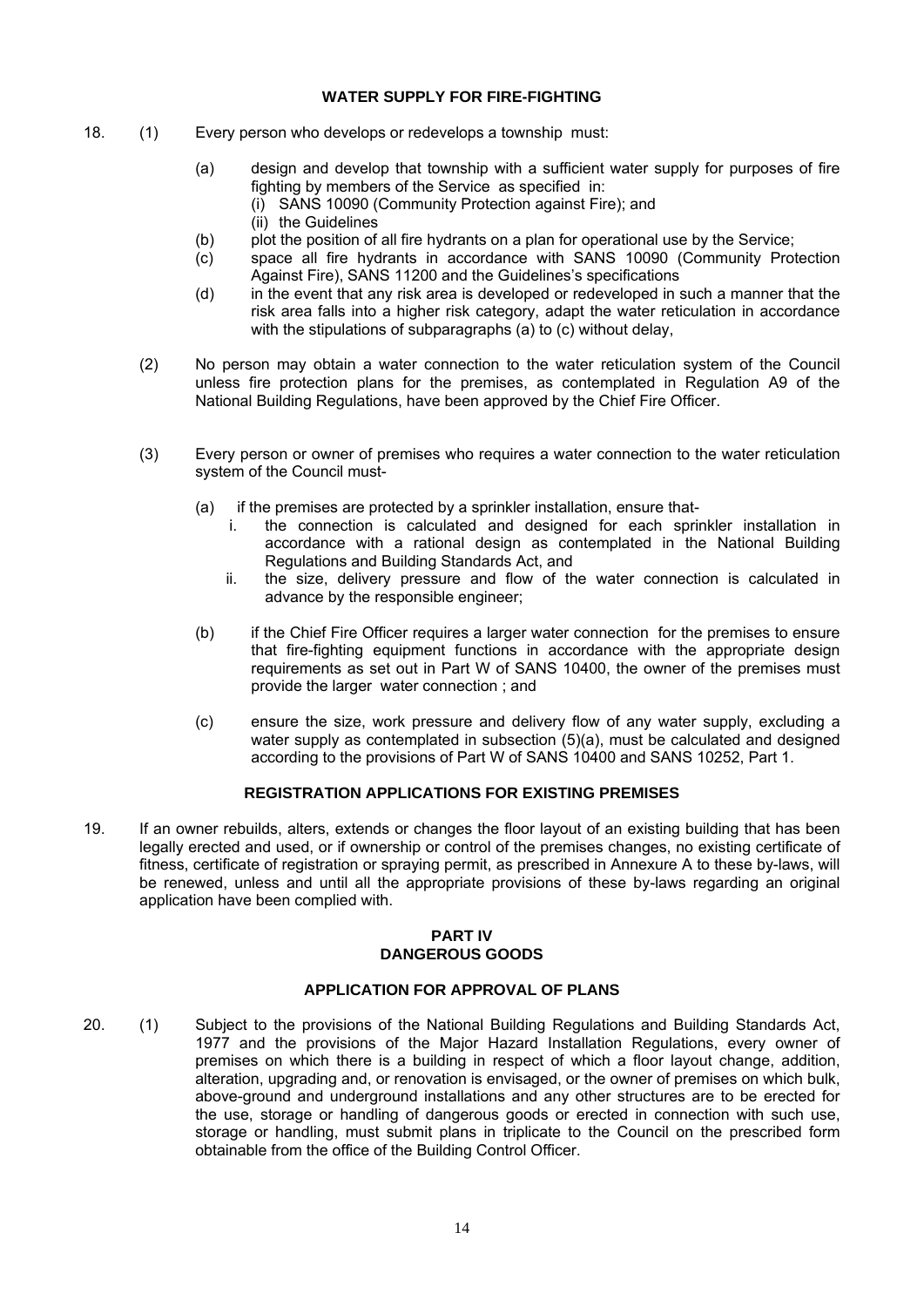## WATER SUPPLY FOR FIRE-FIGHTING

18. (1) Every person who develops or redevelops a township must:

    (a) design and develop that township with a sufficient water supply for purposes of fire fighting by members of the Service as specified in:
        (i) SANS 10090 (Community Protection against Fire); and
        (ii) the Guidelines
    (b) plot the position of all fire hydrants on a plan for operational use by the Service;
    (c) space all fire hydrants in accordance with SANS 10090 (Community Protection Against Fire), SANS 11200 and the Guidelines's specifications
    (d) in the event that any risk area is developed or redeveloped in such a manner that the risk area falls into a higher risk category, adapt the water reticulation in accordance with the stipulations of subparagraphs (a) to (c) without delay,

(2) No person may obtain a water connection to the water reticulation system of the Council unless fire protection plans for the premises, as contemplated in Regulation A9 of the National Building Regulations, have been approved by the Chief Fire Officer.

(3) Every person or owner of premises who requires a water connection to the water reticulation system of the Council must-

    (a) if the premises are protected by a sprinkler installation, ensure that-
        i. the connection is calculated and designed for each sprinkler installation in accordance with a rational design as contemplated in the National Building Regulations and Building Standards Act, and
        ii. the size, delivery pressure and flow of the water connection is calculated in advance by the responsible engineer;

    (b) if the Chief Fire Officer requires a larger water connection for the premises to ensure that fire-fighting equipment functions in accordance with the appropriate design requirements as set out in Part W of SANS 10400, the owner of the premises must provide the larger water connection ; and

    (c) ensure the size, work pressure and delivery flow of any water supply, excluding a water supply as contemplated in subsection (5)(a), must be calculated and designed according to the provisions of Part W of SANS 10400 and SANS 10252, Part 1.

## REGISTRATION APPLICATIONS FOR EXISTING PREMISES

19. If an owner rebuilds, alters, extends or changes the floor layout of an existing building that has been legally erected and used, or if ownership or control of the premises changes, no existing certificate of fitness, certificate of registration or spraying permit, as prescribed in Annexure A to these by-laws, will be renewed, unless and until all the appropriate provisions of these by-laws regarding an original application have been complied with.

# PART IV
# DANGEROUS GOODS

## APPLICATION FOR APPROVAL OF PLANS

20. (1) Subject to the provisions of the National Building Regulations and Building Standards Act, 1977 and the provisions of the Major Hazard Installation Regulations, every owner of premises on which there is a building in respect of which a floor layout change, addition, alteration, upgrading and, or renovation is envisaged, or the owner of premises on which bulk, above-ground and underground installations and any other structures are to be erected for the use, storage or handling of dangerous goods or erected in connection with such use, storage or handling, must submit plans in triplicate to the Council on the prescribed form obtainable from the office of the Building Control Officer.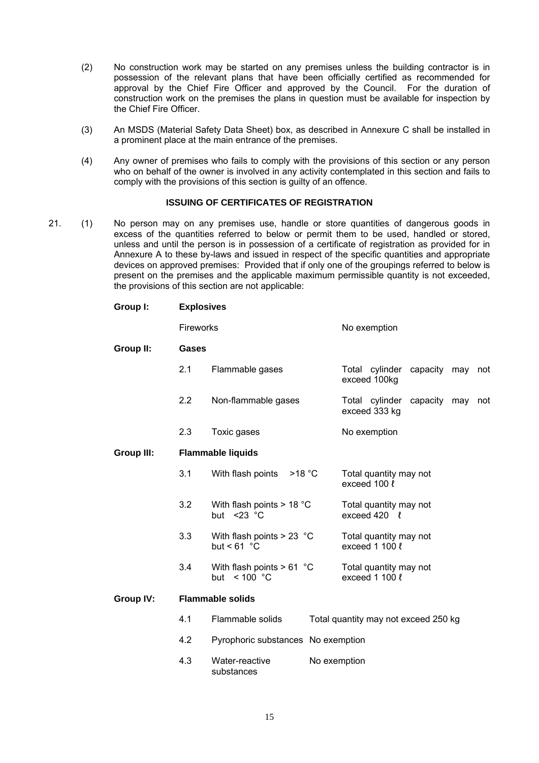(2) No construction work may be started on any premises unless the building contractor is in possession of the relevant plans that have been officially certified as recommended for approval by the Chief Fire Officer and approved by the Council. For the duration of construction work on the premises the plans in question must be available for inspection by the Chief Fire Officer.

(3) An MSDS (Material Safety Data Sheet) box, as described in Annexure C shall be installed in a prominent place at the main entrance of the premises.

(4) Any owner of premises who fails to comply with the provisions of this section or any person who on behalf of the owner is involved in any activity contemplated in this section and fails to comply with the provisions of this section is guilty of an offence.

**ISSUING OF CERTIFICATES OF REGISTRATION**

21. (1) No person may on any premises use, handle or store quantities of dangerous goods in excess of the quantities referred to below or permit them to be used, handled or stored, unless and until the person is in possession of a certificate of registration as provided for in Annexure A to these by-laws and issued in respect of the specific quantities and appropriate devices on approved premises: Provided that if only one of the groupings referred to below is present on the premises and the applicable maximum permissible quantity is not exceeded, the provisions of this section are not applicable:

| | | | |
|---|---|---|---|
| **Group I:** | **Explosives** | | |
| | Fireworks | | No exemption |
| **Group II:** | **Gases** | | |
| | 2.1 | Flammable gases | Total cylinder capacity may not exceed 100kg |
| | 2.2 | Non-flammable gases | Total cylinder capacity may not exceed 333 kg |
| | 2.3 | Toxic gases | No exemption |
| **Group III:** | **Flammable liquids** | | |
| | 3.1 | With flash points >18 °C | Total quantity may not exceed 100 ℓ |
| | 3.2 | With flash points > 18 °C but <23 °C | Total quantity may not exceed 420 ℓ |
| | 3.3 | With flash points > 23 °C but < 61 °C | Total quantity may not exceed 1 100 ℓ |
| | 3.4 | With flash points > 61 °C but < 100 °C | Total quantity may not exceed 1 100 ℓ |
| **Group IV:** | **Flammable solids** | | |
| | 4.1 | Flammable solids | Total quantity may not exceed 250 kg |
| | 4.2 | Pyrophoric substances | No exemption |
| | 4.3 | Water-reactive substances | No exemption |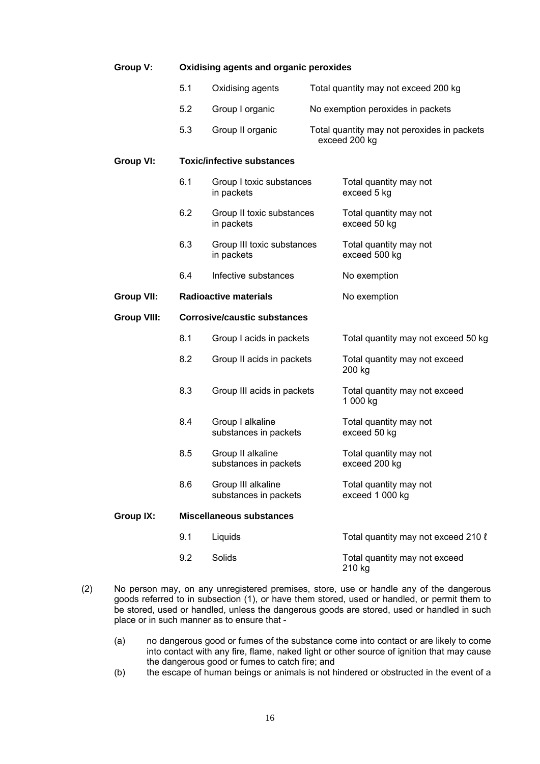| | | | |
|---|---|---|---|
| **Group V:** | **Oxidising agents and organic peroxides** | | |
| | 5.1 | Oxidising agents | Total quantity may not exceed 200 kg |
| | 5.2 | Group I organic | No exemption peroxides in packets |
| | 5.3 | Group II organic | Total quantity may not peroxides in packets exceed 200 kg |
| **Group VI:** | **Toxic/infective substances** | | |
| | 6.1 | Group I toxic substances in packets | Total quantity may not exceed 5 kg |
| | 6.2 | Group II toxic substances in packets | Total quantity may not exceed 50 kg |
| | 6.3 | Group III toxic substances in packets | Total quantity may not exceed 500 kg |
| | 6.4 | Infective substances | No exemption |
| **Group VII:** | **Radioactive materials** | | No exemption |
| **Group VIII:** | **Corrosive/caustic substances** | | |
| | 8.1 | Group I acids in packets | Total quantity may not exceed 50 kg |
| | 8.2 | Group II acids in packets | Total quantity may not exceed 200 kg |
| | 8.3 | Group III acids in packets | Total quantity may not exceed 1 000 kg |
| | 8.4 | Group I alkaline substances in packets | Total quantity may not exceed 50 kg |
| | 8.5 | Group II alkaline substances in packets | Total quantity may not exceed 200 kg |
| | 8.6 | Group III alkaline substances in packets | Total quantity may not exceed 1 000 kg |
| **Group IX:** | **Miscellaneous substances** | | |
| | 9.1 | Liquids | Total quantity may not exceed 210 ℓ |
| | 9.2 | Solids | Total quantity may not exceed 210 kg |

(2) No person may, on any unregistered premises, store, use or handle any of the dangerous goods referred to in subsection (1), or have them stored, used or handled, or permit them to be stored, used or handled, unless the dangerous goods are stored, used or handled in such place or in such manner as to ensure that -

(a) no dangerous good or fumes of the substance come into contact or are likely to come into contact with any fire, flame, naked light or other source of ignition that may cause the dangerous good or fumes to catch fire; and

(b) the escape of human beings or animals is not hindered or obstructed in the event of a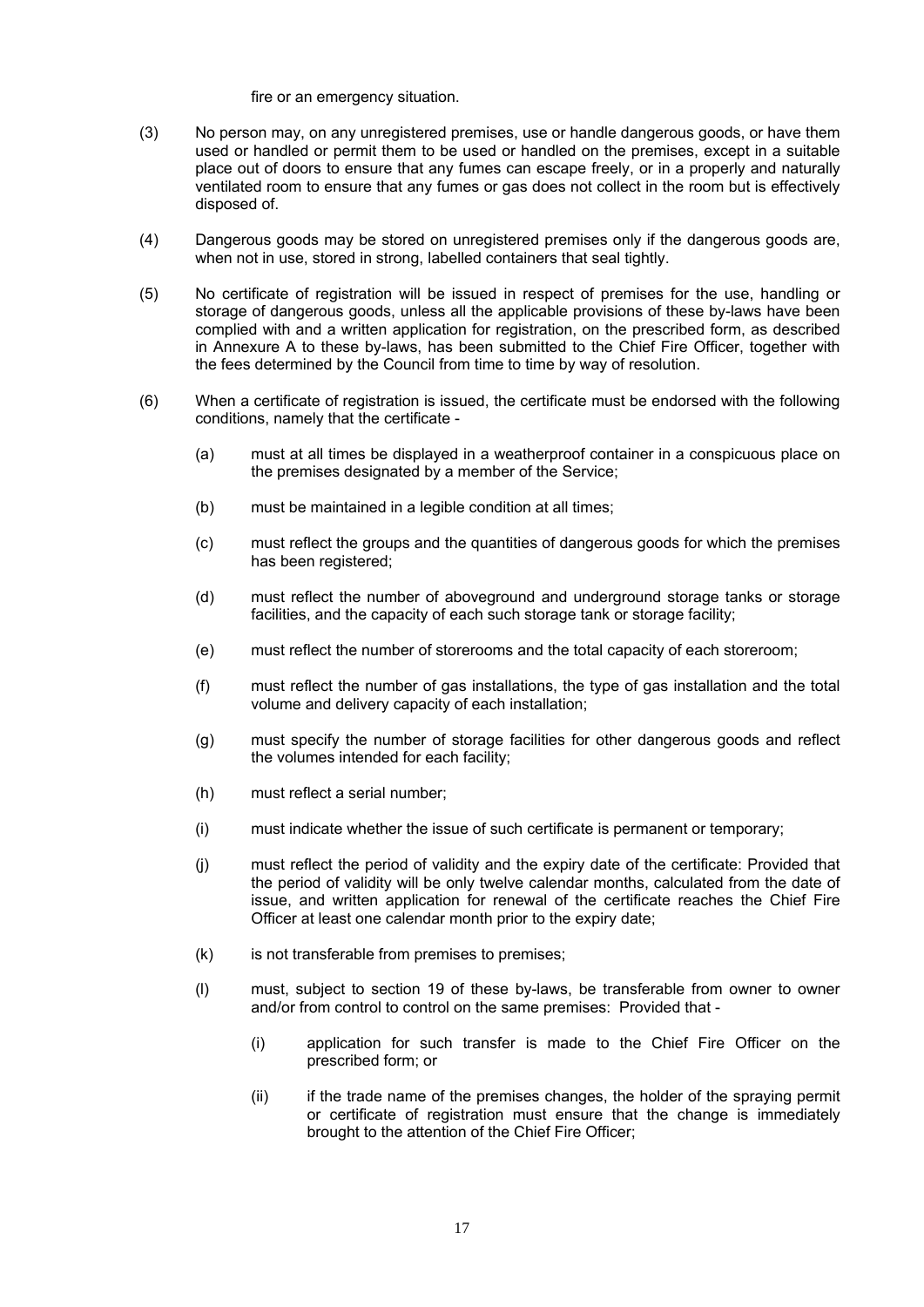fire or an emergency situation.

(3) No person may, on any unregistered premises, use or handle dangerous goods, or have them used or handled or permit them to be used or handled on the premises, except in a suitable place out of doors to ensure that any fumes can escape freely, or in a properly and naturally ventilated room to ensure that any fumes or gas does not collect in the room but is effectively disposed of.

(4) Dangerous goods may be stored on unregistered premises only if the dangerous goods are, when not in use, stored in strong, labelled containers that seal tightly.

(5) No certificate of registration will be issued in respect of premises for the use, handling or storage of dangerous goods, unless all the applicable provisions of these by-laws have been complied with and a written application for registration, on the prescribed form, as described in Annexure A to these by-laws, has been submitted to the Chief Fire Officer, together with the fees determined by the Council from time to time by way of resolution.

(6) When a certificate of registration is issued, the certificate must be endorsed with the following conditions, namely that the certificate -

- (a) must at all times be displayed in a weatherproof container in a conspicuous place on the premises designated by a member of the Service;
- (b) must be maintained in a legible condition at all times;
- (c) must reflect the groups and the quantities of dangerous goods for which the premises has been registered;
- (d) must reflect the number of aboveground and underground storage tanks or storage facilities, and the capacity of each such storage tank or storage facility;
- (e) must reflect the number of storerooms and the total capacity of each storeroom;
- (f) must reflect the number of gas installations, the type of gas installation and the total volume and delivery capacity of each installation;
- (g) must specify the number of storage facilities for other dangerous goods and reflect the volumes intended for each facility;
- (h) must reflect a serial number;
- (i) must indicate whether the issue of such certificate is permanent or temporary;
- (j) must reflect the period of validity and the expiry date of the certificate: Provided that the period of validity will be only twelve calendar months, calculated from the date of issue, and written application for renewal of the certificate reaches the Chief Fire Officer at least one calendar month prior to the expiry date;
- (k) is not transferable from premises to premises;
- (l) must, subject to section 19 of these by-laws, be transferable from owner to owner and/or from control to control on the same premises: Provided that -
  - (i) application for such transfer is made to the Chief Fire Officer on the prescribed form; or
  - (ii) if the trade name of the premises changes, the holder of the spraying permit or certificate of registration must ensure that the change is immediately brought to the attention of the Chief Fire Officer;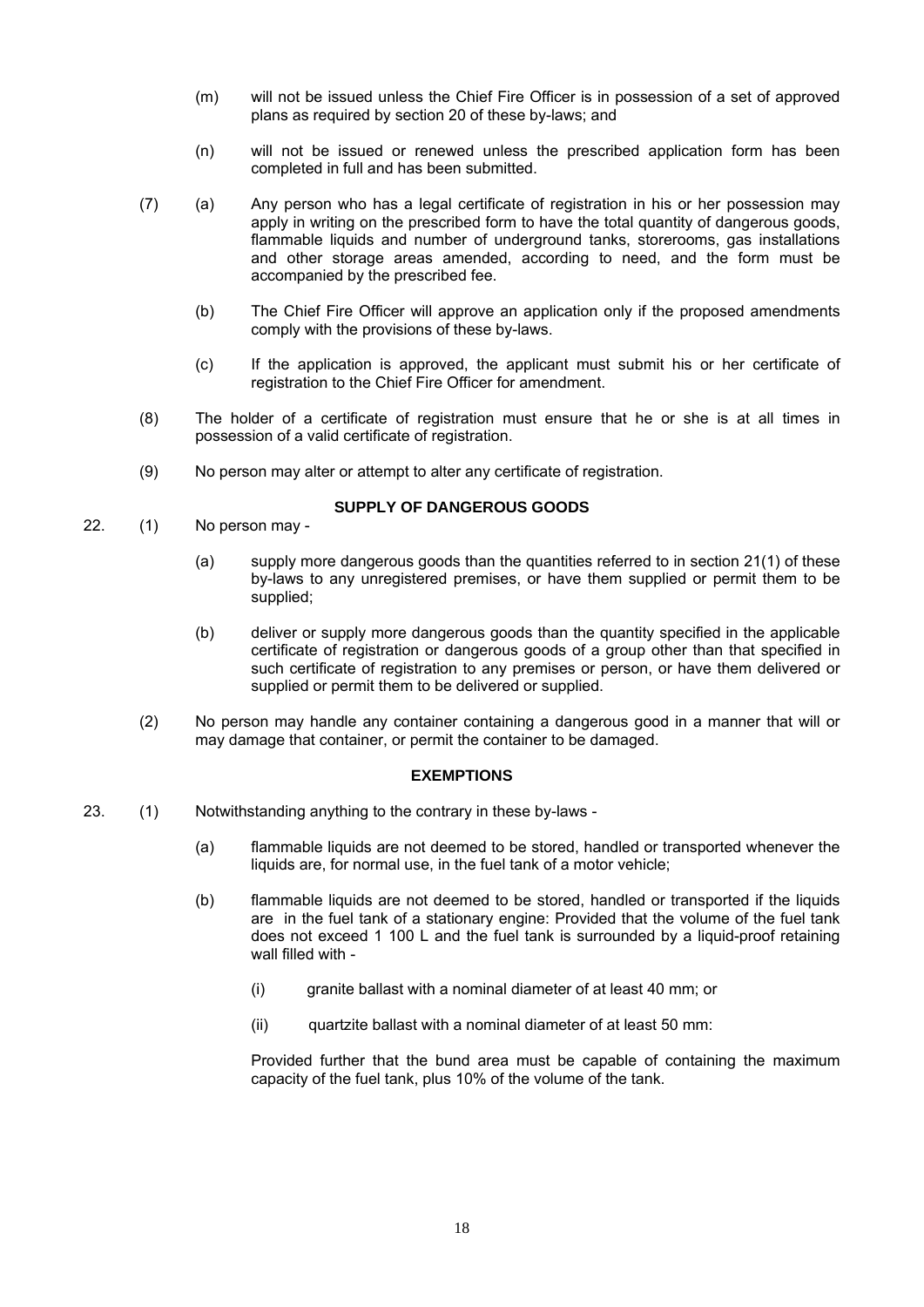(m) will not be issued unless the Chief Fire Officer is in possession of a set of approved plans as required by section 20 of these by-laws; and

(n) will not be issued or renewed unless the prescribed application form has been completed in full and has been submitted.

(7) (a) Any person who has a legal certificate of registration in his or her possession may apply in writing on the prescribed form to have the total quantity of dangerous goods, flammable liquids and number of underground tanks, storerooms, gas installations and other storage areas amended, according to need, and the form must be accompanied by the prescribed fee.

(b) The Chief Fire Officer will approve an application only if the proposed amendments comply with the provisions of these by-laws.

(c) If the application is approved, the applicant must submit his or her certificate of registration to the Chief Fire Officer for amendment.

(8) The holder of a certificate of registration must ensure that he or she is at all times in possession of a valid certificate of registration.

(9) No person may alter or attempt to alter any certificate of registration.

**SUPPLY OF DANGEROUS GOODS**

22. (1) No person may -

(a) supply more dangerous goods than the quantities referred to in section 21(1) of these by-laws to any unregistered premises, or have them supplied or permit them to be supplied;

(b) deliver or supply more dangerous goods than the quantity specified in the applicable certificate of registration or dangerous goods of a group other than that specified in such certificate of registration to any premises or person, or have them delivered or supplied or permit them to be delivered or supplied.

(2) No person may handle any container containing a dangerous good in a manner that will or may damage that container, or permit the container to be damaged.

**EXEMPTIONS**

23. (1) Notwithstanding anything to the contrary in these by-laws -

(a) flammable liquids are not deemed to be stored, handled or transported whenever the liquids are, for normal use, in the fuel tank of a motor vehicle;

(b) flammable liquids are not deemed to be stored, handled or transported if the liquids are in the fuel tank of a stationary engine: Provided that the volume of the fuel tank does not exceed 1 100 L and the fuel tank is surrounded by a liquid-proof retaining wall filled with -

(i) granite ballast with a nominal diameter of at least 40 mm; or

(ii) quartzite ballast with a nominal diameter of at least 50 mm:

Provided further that the bund area must be capable of containing the maximum capacity of the fuel tank, plus 10% of the volume of the tank.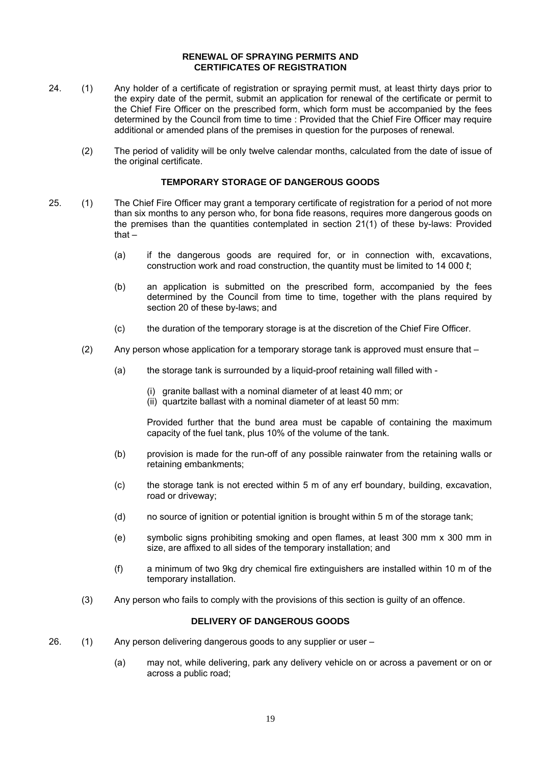## RENEWAL OF SPRAYING PERMITS AND CERTIFICATES OF REGISTRATION

24. (1) Any holder of a certificate of registration or spraying permit must, at least thirty days prior to the expiry date of the permit, submit an application for renewal of the certificate or permit to the Chief Fire Officer on the prescribed form, which form must be accompanied by the fees determined by the Council from time to time : Provided that the Chief Fire Officer may require additional or amended plans of the premises in question for the purposes of renewal.

    (2) The period of validity will be only twelve calendar months, calculated from the date of issue of the original certificate.

## TEMPORARY STORAGE OF DANGEROUS GOODS

25. (1) The Chief Fire Officer may grant a temporary certificate of registration for a period of not more than six months to any person who, for bona fide reasons, requires more dangerous goods on the premises than the quantities contemplated in section 21(1) of these by-laws: Provided that –

    (a) if the dangerous goods are required for, or in connection with, excavations, construction work and road construction, the quantity must be limited to 14 000 ℓ;

    (b) an application is submitted on the prescribed form, accompanied by the fees determined by the Council from time to time, together with the plans required by section 20 of these by-laws; and

    (c) the duration of the temporary storage is at the discretion of the Chief Fire Officer.

    (2) Any person whose application for a temporary storage tank is approved must ensure that –

    (a) the storage tank is surrounded by a liquid-proof retaining wall filled with -

      (i) granite ballast with a nominal diameter of at least 40 mm; or
      (ii) quartzite ballast with a nominal diameter of at least 50 mm:

      Provided further that the bund area must be capable of containing the maximum capacity of the fuel tank, plus 10% of the volume of the tank.

    (b) provision is made for the run-off of any possible rainwater from the retaining walls or retaining embankments;

    (c) the storage tank is not erected within 5 m of any erf boundary, building, excavation, road or driveway;

    (d) no source of ignition or potential ignition is brought within 5 m of the storage tank;

    (e) symbolic signs prohibiting smoking and open flames, at least 300 mm x 300 mm in size, are affixed to all sides of the temporary installation; and

    (f) a minimum of two 9kg dry chemical fire extinguishers are installed within 10 m of the temporary installation.

    (3) Any person who fails to comply with the provisions of this section is guilty of an offence.

## DELIVERY OF DANGEROUS GOODS

26. (1) Any person delivering dangerous goods to any supplier or user –

    (a) may not, while delivering, park any delivery vehicle on or across a pavement or on or across a public road;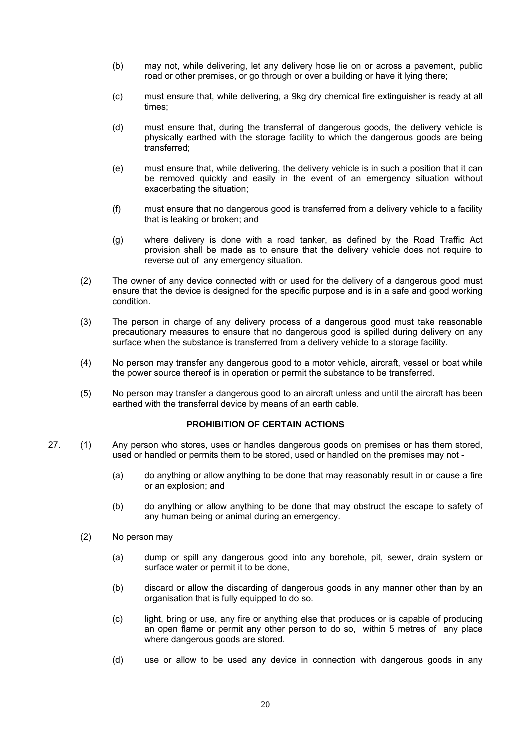(b) may not, while delivering, let any delivery hose lie on or across a pavement, public road or other premises, or go through or over a building or have it lying there;

(c) must ensure that, while delivering, a 9kg dry chemical fire extinguisher is ready at all times;

(d) must ensure that, during the transferral of dangerous goods, the delivery vehicle is physically earthed with the storage facility to which the dangerous goods are being transferred;

(e) must ensure that, while delivering, the delivery vehicle is in such a position that it can be removed quickly and easily in the event of an emergency situation without exacerbating the situation;

(f) must ensure that no dangerous good is transferred from a delivery vehicle to a facility that is leaking or broken; and

(g) where delivery is done with a road tanker, as defined by the Road Traffic Act provision shall be made as to ensure that the delivery vehicle does not require to reverse out of any emergency situation.

(2) The owner of any device connected with or used for the delivery of a dangerous good must ensure that the device is designed for the specific purpose and is in a safe and good working condition.

(3) The person in charge of any delivery process of a dangerous good must take reasonable precautionary measures to ensure that no dangerous good is spilled during delivery on any surface when the substance is transferred from a delivery vehicle to a storage facility.

(4) No person may transfer any dangerous good to a motor vehicle, aircraft, vessel or boat while the power source thereof is in operation or permit the substance to be transferred.

(5) No person may transfer a dangerous good to an aircraft unless and until the aircraft has been earthed with the transferral device by means of an earth cable.

### PROHIBITION OF CERTAIN ACTIONS

27. (1) Any person who stores, uses or handles dangerous goods on premises or has them stored, used or handled or permits them to be stored, used or handled on the premises may not -

(a) do anything or allow anything to be done that may reasonably result in or cause a fire or an explosion; and

(b) do anything or allow anything to be done that may obstruct the escape to safety of any human being or animal during an emergency.

(2) No person may

(a) dump or spill any dangerous good into any borehole, pit, sewer, drain system or surface water or permit it to be done,

(b) discard or allow the discarding of dangerous goods in any manner other than by an organisation that is fully equipped to do so.

(c) light, bring or use, any fire or anything else that produces or is capable of producing an open flame or permit any other person to do so, within 5 metres of any place where dangerous goods are stored.

(d) use or allow to be used any device in connection with dangerous goods in any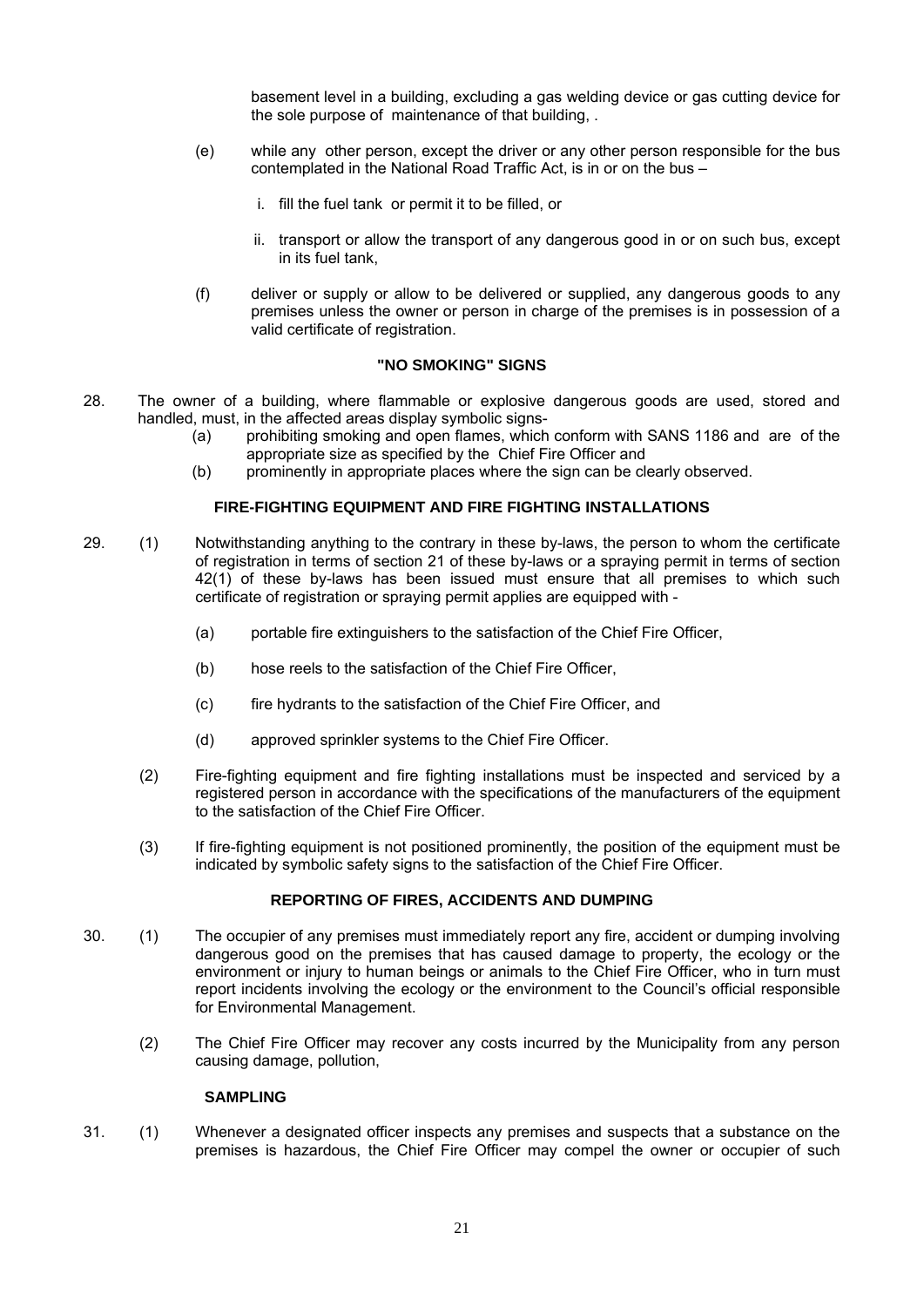basement level in a building, excluding a gas welding device or gas cutting device for the sole purpose of maintenance of that building, .

(e) while any other person, except the driver or any other person responsible for the bus contemplated in the National Road Traffic Act, is in or on the bus –

i. fill the fuel tank or permit it to be filled, or

ii. transport or allow the transport of any dangerous good in or on such bus, except in its fuel tank,

(f) deliver or supply or allow to be delivered or supplied, any dangerous goods to any premises unless the owner or person in charge of the premises is in possession of a valid certificate of registration.

### "NO SMOKING" SIGNS

28. The owner of a building, where flammable or explosive dangerous goods are used, stored and handled, must, in the affected areas display symbolic signs-

(a) prohibiting smoking and open flames, which conform with SANS 1186 and are of the appropriate size as specified by the Chief Fire Officer and

(b) prominently in appropriate places where the sign can be clearly observed.

### FIRE-FIGHTING EQUIPMENT AND FIRE FIGHTING INSTALLATIONS

29. (1) Notwithstanding anything to the contrary in these by-laws, the person to whom the certificate of registration in terms of section 21 of these by-laws or a spraying permit in terms of section 42(1) of these by-laws has been issued must ensure that all premises to which such certificate of registration or spraying permit applies are equipped with -

(a) portable fire extinguishers to the satisfaction of the Chief Fire Officer,

(b) hose reels to the satisfaction of the Chief Fire Officer,

(c) fire hydrants to the satisfaction of the Chief Fire Officer, and

(d) approved sprinkler systems to the Chief Fire Officer.

(2) Fire-fighting equipment and fire fighting installations must be inspected and serviced by a registered person in accordance with the specifications of the manufacturers of the equipment to the satisfaction of the Chief Fire Officer.

(3) If fire-fighting equipment is not positioned prominently, the position of the equipment must be indicated by symbolic safety signs to the satisfaction of the Chief Fire Officer.

### REPORTING OF FIRES, ACCIDENTS AND DUMPING

30. (1) The occupier of any premises must immediately report any fire, accident or dumping involving dangerous good on the premises that has caused damage to property, the ecology or the environment or injury to human beings or animals to the Chief Fire Officer, who in turn must report incidents involving the ecology or the environment to the Council's official responsible for Environmental Management.

(2) The Chief Fire Officer may recover any costs incurred by the Municipality from any person causing damage, pollution,

### SAMPLING

31. (1) Whenever a designated officer inspects any premises and suspects that a substance on the premises is hazardous, the Chief Fire Officer may compel the owner or occupier of such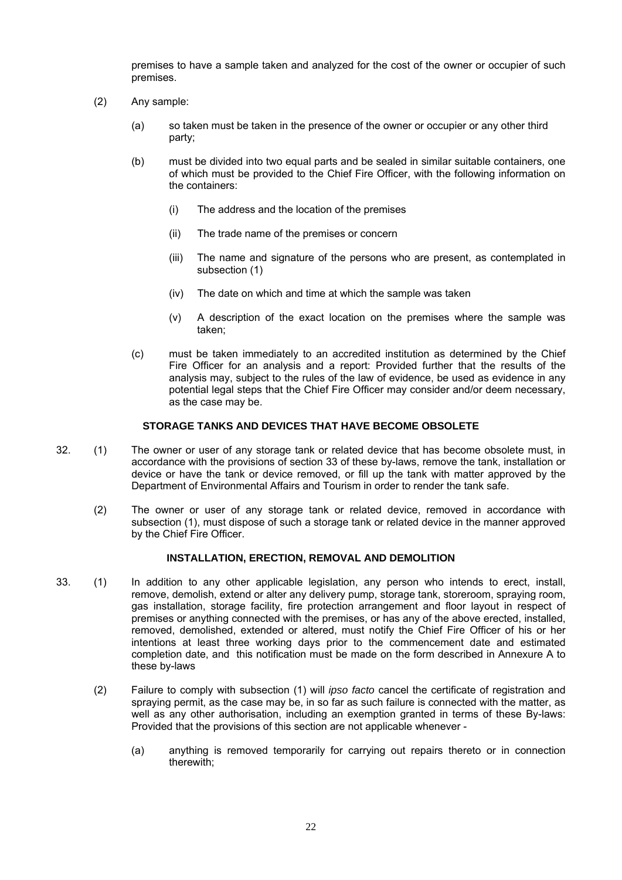premises to have a sample taken and analyzed for the cost of the owner or occupier of such premises.

(2) Any sample:

(a) so taken must be taken in the presence of the owner or occupier or any other third party;

(b) must be divided into two equal parts and be sealed in similar suitable containers, one of which must be provided to the Chief Fire Officer, with the following information on the containers:

(i) The address and the location of the premises

(ii) The trade name of the premises or concern

(iii) The name and signature of the persons who are present, as contemplated in subsection (1)

(iv) The date on which and time at which the sample was taken

(v) A description of the exact location on the premises where the sample was taken;

(c) must be taken immediately to an accredited institution as determined by the Chief Fire Officer for an analysis and a report: Provided further that the results of the analysis may, subject to the rules of the law of evidence, be used as evidence in any potential legal steps that the Chief Fire Officer may consider and/or deem necessary, as the case may be.

**STORAGE TANKS AND DEVICES THAT HAVE BECOME OBSOLETE**

32. (1) The owner or user of any storage tank or related device that has become obsolete must, in accordance with the provisions of section 33 of these by-laws, remove the tank, installation or device or have the tank or device removed, or fill up the tank with matter approved by the Department of Environmental Affairs and Tourism in order to render the tank safe.

(2) The owner or user of any storage tank or related device, removed in accordance with subsection (1), must dispose of such a storage tank or related device in the manner approved by the Chief Fire Officer.

**INSTALLATION, ERECTION, REMOVAL AND DEMOLITION**

33. (1) In addition to any other applicable legislation, any person who intends to erect, install, remove, demolish, extend or alter any delivery pump, storage tank, storeroom, spraying room, gas installation, storage facility, fire protection arrangement and floor layout in respect of premises or anything connected with the premises, or has any of the above erected, installed, removed, demolished, extended or altered, must notify the Chief Fire Officer of his or her intentions at least three working days prior to the commencement date and estimated completion date, and this notification must be made on the form described in Annexure A to these by-laws

(2) Failure to comply with subsection (1) will *ipso facto* cancel the certificate of registration and spraying permit, as the case may be, in so far as such failure is connected with the matter, as well as any other authorisation, including an exemption granted in terms of these By-laws: Provided that the provisions of this section are not applicable whenever -

(a) anything is removed temporarily for carrying out repairs thereto or in connection therewith;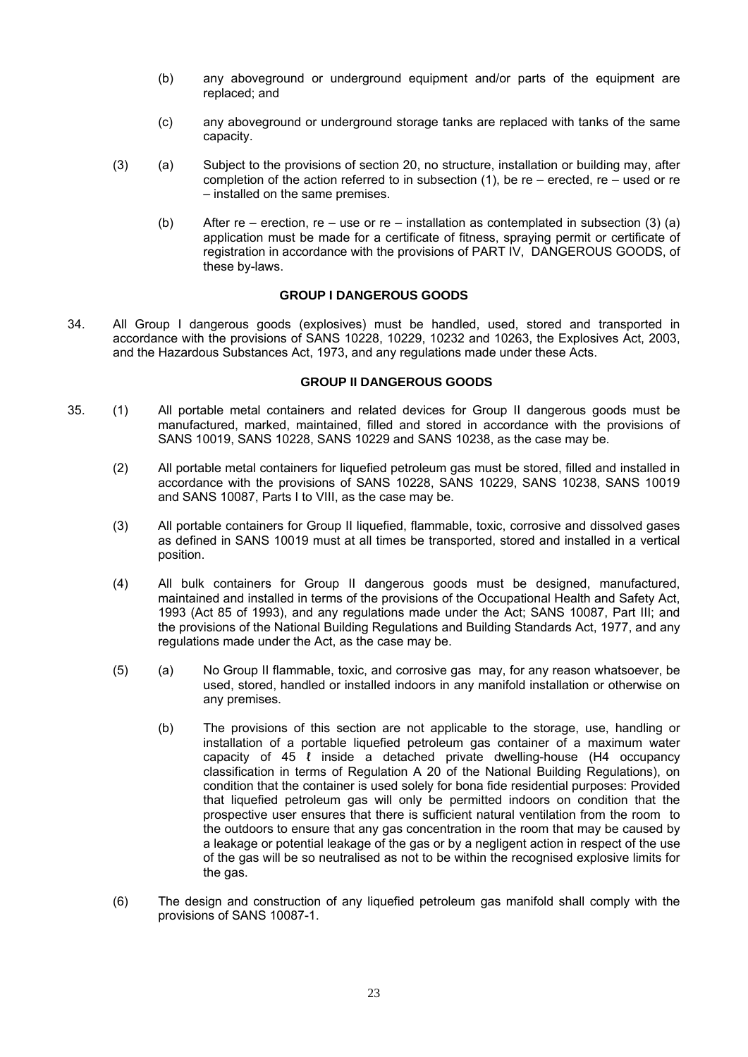(b) any aboveground or underground equipment and/or parts of the equipment are replaced; and

(c) any aboveground or underground storage tanks are replaced with tanks of the same capacity.

(3) (a) Subject to the provisions of section 20, no structure, installation or building may, after completion of the action referred to in subsection (1), be re – erected, re – used or re – installed on the same premises.

(b) After re – erection, re – use or re – installation as contemplated in subsection (3) (a) application must be made for a certificate of fitness, spraying permit or certificate of registration in accordance with the provisions of PART IV, DANGEROUS GOODS, of these by-laws.

**GROUP I DANGEROUS GOODS**

34. All Group I dangerous goods (explosives) must be handled, used, stored and transported in accordance with the provisions of SANS 10228, 10229, 10232 and 10263, the Explosives Act, 2003, and the Hazardous Substances Act, 1973, and any regulations made under these Acts.

**GROUP II DANGEROUS GOODS**

35. (1) All portable metal containers and related devices for Group II dangerous goods must be manufactured, marked, maintained, filled and stored in accordance with the provisions of SANS 10019, SANS 10228, SANS 10229 and SANS 10238, as the case may be.

(2) All portable metal containers for liquefied petroleum gas must be stored, filled and installed in accordance with the provisions of SANS 10228, SANS 10229, SANS 10238, SANS 10019 and SANS 10087, Parts I to VIII, as the case may be.

(3) All portable containers for Group II liquefied, flammable, toxic, corrosive and dissolved gases as defined in SANS 10019 must at all times be transported, stored and installed in a vertical position.

(4) All bulk containers for Group II dangerous goods must be designed, manufactured, maintained and installed in terms of the provisions of the Occupational Health and Safety Act, 1993 (Act 85 of 1993), and any regulations made under the Act; SANS 10087, Part III; and the provisions of the National Building Regulations and Building Standards Act, 1977, and any regulations made under the Act, as the case may be.

(5) (a) No Group II flammable, toxic, and corrosive gas may, for any reason whatsoever, be used, stored, handled or installed indoors in any manifold installation or otherwise on any premises.

(b) The provisions of this section are not applicable to the storage, use, handling or installation of a portable liquefied petroleum gas container of a maximum water capacity of 45 ℓ inside a detached private dwelling-house (H4 occupancy classification in terms of Regulation A 20 of the National Building Regulations), on condition that the container is used solely for bona fide residential purposes: Provided that liquefied petroleum gas will only be permitted indoors on condition that the prospective user ensures that there is sufficient natural ventilation from the room to the outdoors to ensure that any gas concentration in the room that may be caused by a leakage or potential leakage of the gas or by a negligent action in respect of the use of the gas will be so neutralised as not to be within the recognised explosive limits for the gas.

(6) The design and construction of any liquefied petroleum gas manifold shall comply with the provisions of SANS 10087-1.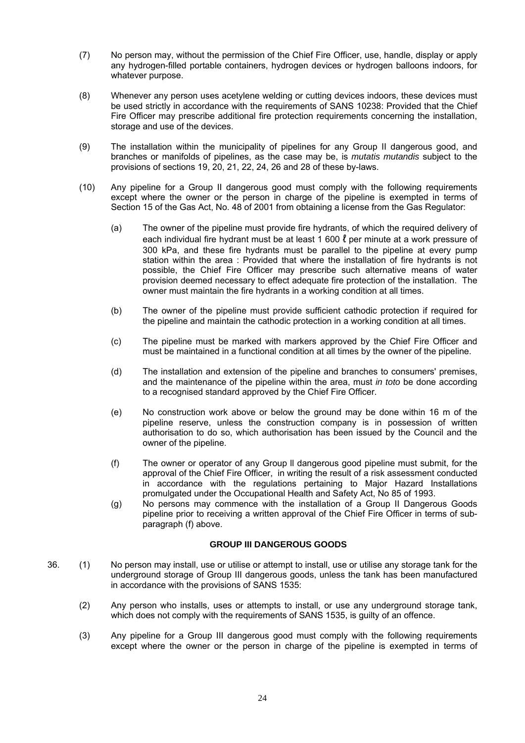(7) No person may, without the permission of the Chief Fire Officer, use, handle, display or apply any hydrogen-filled portable containers, hydrogen devices or hydrogen balloons indoors, for whatever purpose.

(8) Whenever any person uses acetylene welding or cutting devices indoors, these devices must be used strictly in accordance with the requirements of SANS 10238: Provided that the Chief Fire Officer may prescribe additional fire protection requirements concerning the installation, storage and use of the devices.

(9) The installation within the municipality of pipelines for any Group II dangerous good, and branches or manifolds of pipelines, as the case may be, is *mutatis mutandis* subject to the provisions of sections 19, 20, 21, 22, 24, 26 and 28 of these by-laws.

(10) Any pipeline for a Group II dangerous good must comply with the following requirements except where the owner or the person in charge of the pipeline is exempted in terms of Section 15 of the Gas Act, No. 48 of 2001 from obtaining a license from the Gas Regulator:

(a) The owner of the pipeline must provide fire hydrants, of which the required delivery of each individual fire hydrant must be at least 1 600 ℓ per minute at a work pressure of 300 kPa, and these fire hydrants must be parallel to the pipeline at every pump station within the area : Provided that where the installation of fire hydrants is not possible, the Chief Fire Officer may prescribe such alternative means of water provision deemed necessary to effect adequate fire protection of the installation. The owner must maintain the fire hydrants in a working condition at all times.

(b) The owner of the pipeline must provide sufficient cathodic protection if required for the pipeline and maintain the cathodic protection in a working condition at all times.

(c) The pipeline must be marked with markers approved by the Chief Fire Officer and must be maintained in a functional condition at all times by the owner of the pipeline.

(d) The installation and extension of the pipeline and branches to consumers' premises, and the maintenance of the pipeline within the area, must *in toto* be done according to a recognised standard approved by the Chief Fire Officer.

(e) No construction work above or below the ground may be done within 16 m of the pipeline reserve, unless the construction company is in possession of written authorisation to do so, which authorisation has been issued by the Council and the owner of the pipeline.

(f) The owner or operator of any Group II dangerous good pipeline must submit, for the approval of the Chief Fire Officer, in writing the result of a risk assessment conducted in accordance with the regulations pertaining to Major Hazard Installations promulgated under the Occupational Health and Safety Act, No 85 of 1993.

(g) No persons may commence with the installation of a Group II Dangerous Goods pipeline prior to receiving a written approval of the Chief Fire Officer in terms of sub-paragraph (f) above.

**GROUP III DANGEROUS GOODS**

36. (1) No person may install, use or utilise or attempt to install, use or utilise any storage tank for the underground storage of Group III dangerous goods, unless the tank has been manufactured in accordance with the provisions of SANS 1535:

(2) Any person who installs, uses or attempts to install, or use any underground storage tank, which does not comply with the requirements of SANS 1535, is guilty of an offence.

(3) Any pipeline for a Group III dangerous good must comply with the following requirements except where the owner or the person in charge of the pipeline is exempted in terms of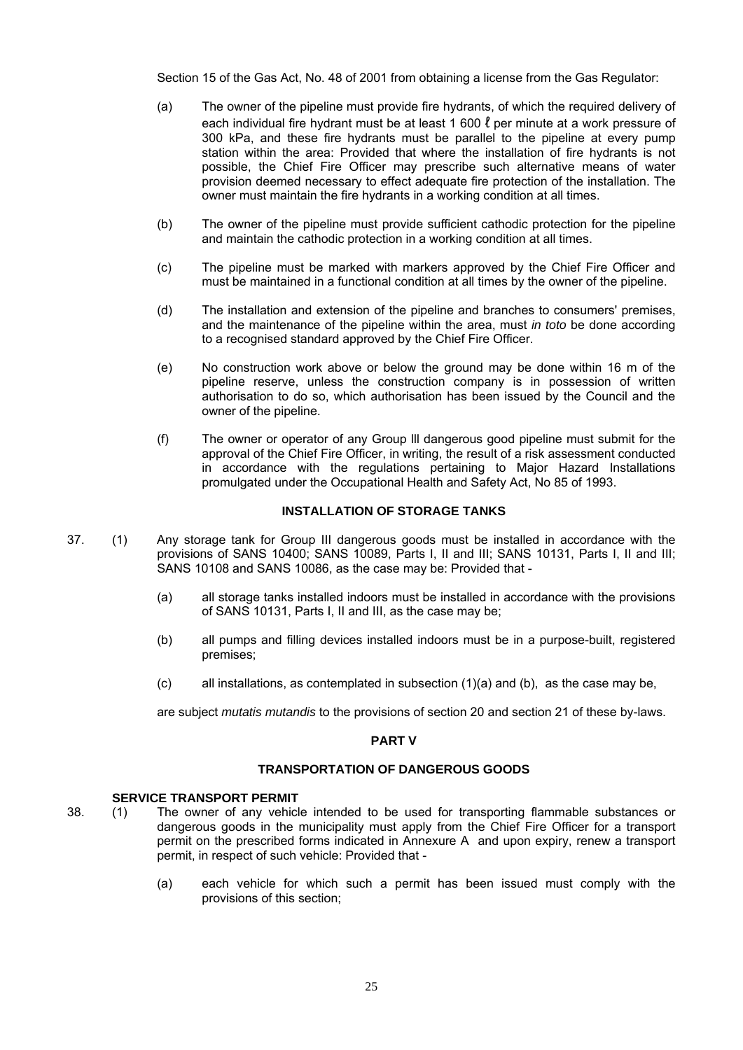Section 15 of the Gas Act, No. 48 of 2001 from obtaining a license from the Gas Regulator:

(a) The owner of the pipeline must provide fire hydrants, of which the required delivery of each individual fire hydrant must be at least 1 600 ℓ per minute at a work pressure of 300 kPa, and these fire hydrants must be parallel to the pipeline at every pump station within the area: Provided that where the installation of fire hydrants is not possible, the Chief Fire Officer may prescribe such alternative means of water provision deemed necessary to effect adequate fire protection of the installation. The owner must maintain the fire hydrants in a working condition at all times.

(b) The owner of the pipeline must provide sufficient cathodic protection for the pipeline and maintain the cathodic protection in a working condition at all times.

(c) The pipeline must be marked with markers approved by the Chief Fire Officer and must be maintained in a functional condition at all times by the owner of the pipeline.

(d) The installation and extension of the pipeline and branches to consumers' premises, and the maintenance of the pipeline within the area, must *in toto* be done according to a recognised standard approved by the Chief Fire Officer.

(e) No construction work above or below the ground may be done within 16 m of the pipeline reserve, unless the construction company is in possession of written authorisation to do so, which authorisation has been issued by the Council and the owner of the pipeline.

(f) The owner or operator of any Group lll dangerous good pipeline must submit for the approval of the Chief Fire Officer, in writing, the result of a risk assessment conducted in accordance with the regulations pertaining to Major Hazard Installations promulgated under the Occupational Health and Safety Act, No 85 of 1993.

### INSTALLATION OF STORAGE TANKS

37. (1) Any storage tank for Group III dangerous goods must be installed in accordance with the provisions of SANS 10400; SANS 10089, Parts I, II and III; SANS 10131, Parts I, II and III; SANS 10108 and SANS 10086, as the case may be: Provided that -

(a) all storage tanks installed indoors must be installed in accordance with the provisions of SANS 10131, Parts I, II and III, as the case may be;

(b) all pumps and filling devices installed indoors must be in a purpose-built, registered premises;

(c) all installations, as contemplated in subsection (1)(a) and (b), as the case may be,

are subject *mutatis mutandis* to the provisions of section 20 and section 21 of these by-laws.

## PART V

## TRANSPORTATION OF DANGEROUS GOODS

### SERVICE TRANSPORT PERMIT

38. (1) The owner of any vehicle intended to be used for transporting flammable substances or dangerous goods in the municipality must apply from the Chief Fire Officer for a transport permit on the prescribed forms indicated in Annexure A and upon expiry, renew a transport permit, in respect of such vehicle: Provided that -

(a) each vehicle for which such a permit has been issued must comply with the provisions of this section;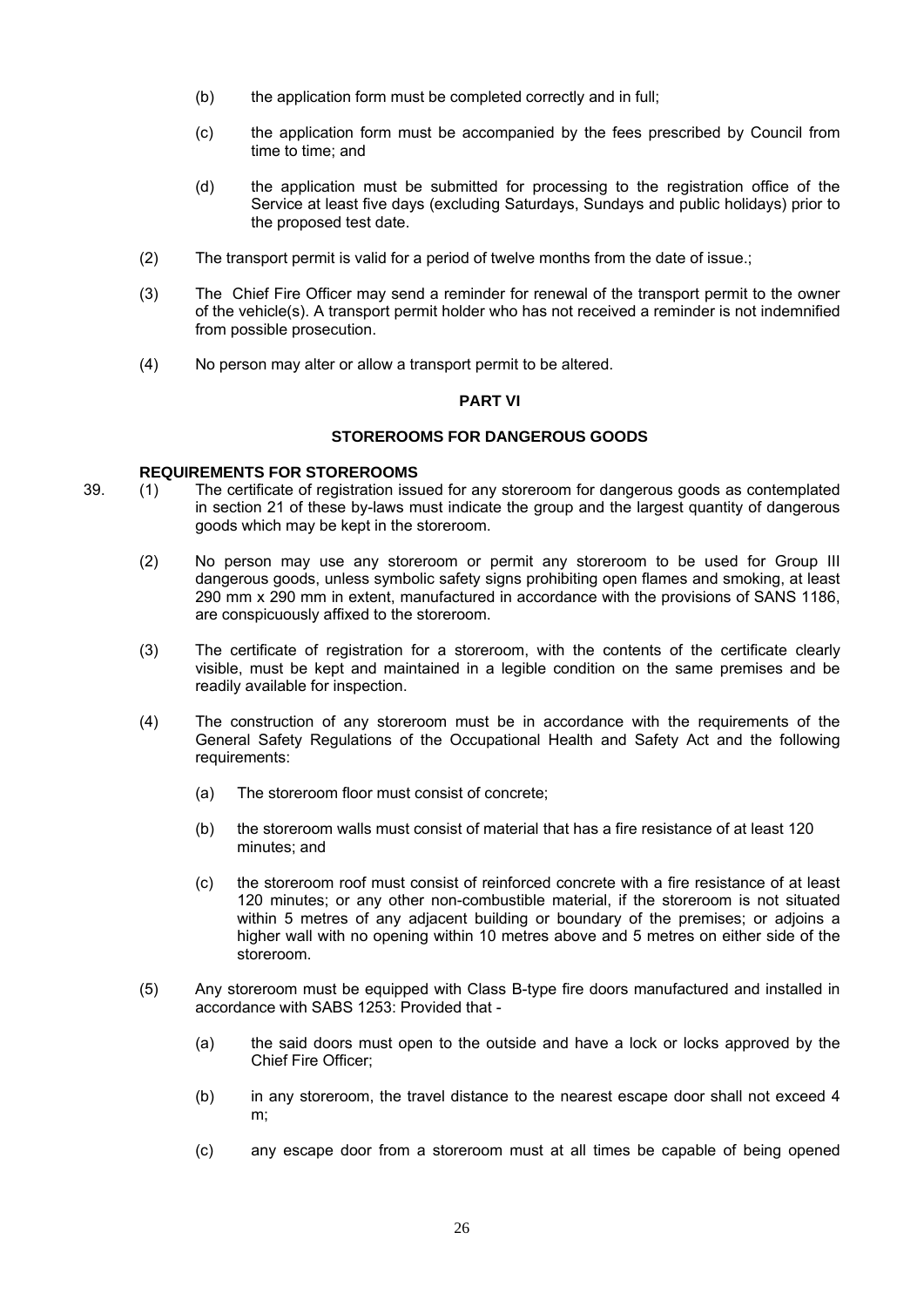(b) the application form must be completed correctly and in full;

(c) the application form must be accompanied by the fees prescribed by Council from time to time; and

(d) the application must be submitted for processing to the registration office of the Service at least five days (excluding Saturdays, Sundays and public holidays) prior to the proposed test date.

(2) The transport permit is valid for a period of twelve months from the date of issue.;

(3) The Chief Fire Officer may send a reminder for renewal of the transport permit to the owner of the vehicle(s). A transport permit holder who has not received a reminder is not indemnified from possible prosecution.

(4) No person may alter or allow a transport permit to be altered.

## PART VI

## STOREROOMS FOR DANGEROUS GOODS

### REQUIREMENTS FOR STOREROOMS

39. (1) The certificate of registration issued for any storeroom for dangerous goods as contemplated in section 21 of these by-laws must indicate the group and the largest quantity of dangerous goods which may be kept in the storeroom.

(2) No person may use any storeroom or permit any storeroom to be used for Group III dangerous goods, unless symbolic safety signs prohibiting open flames and smoking, at least 290 mm x 290 mm in extent, manufactured in accordance with the provisions of SANS 1186, are conspicuously affixed to the storeroom.

(3) The certificate of registration for a storeroom, with the contents of the certificate clearly visible, must be kept and maintained in a legible condition on the same premises and be readily available for inspection.

(4) The construction of any storeroom must be in accordance with the requirements of the General Safety Regulations of the Occupational Health and Safety Act and the following requirements:

(a) The storeroom floor must consist of concrete;

(b) the storeroom walls must consist of material that has a fire resistance of at least 120 minutes; and

(c) the storeroom roof must consist of reinforced concrete with a fire resistance of at least 120 minutes; or any other non-combustible material, if the storeroom is not situated within 5 metres of any adjacent building or boundary of the premises; or adjoins a higher wall with no opening within 10 metres above and 5 metres on either side of the storeroom.

(5) Any storeroom must be equipped with Class B-type fire doors manufactured and installed in accordance with SABS 1253: Provided that -

(a) the said doors must open to the outside and have a lock or locks approved by the Chief Fire Officer;

(b) in any storeroom, the travel distance to the nearest escape door shall not exceed 4 m;

(c) any escape door from a storeroom must at all times be capable of being opened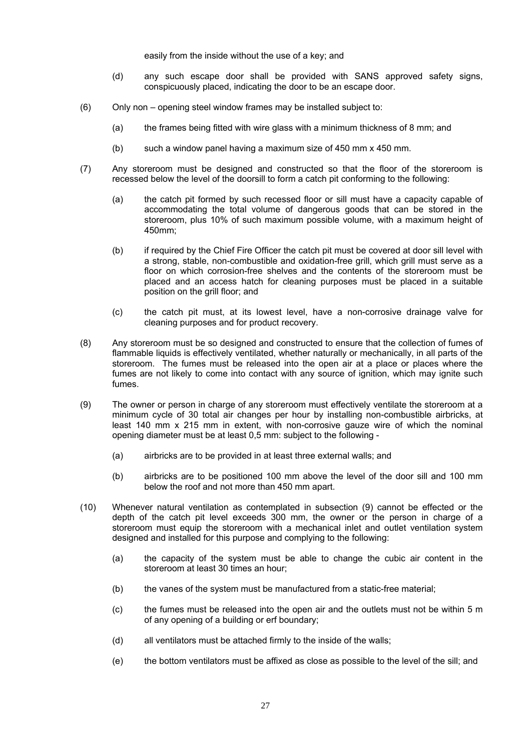easily from the inside without the use of a key; and

(d) any such escape door shall be provided with SANS approved safety signs, conspicuously placed, indicating the door to be an escape door.

(6) Only non – opening steel window frames may be installed subject to:

(a) the frames being fitted with wire glass with a minimum thickness of 8 mm; and

(b) such a window panel having a maximum size of 450 mm x 450 mm.

(7) Any storeroom must be designed and constructed so that the floor of the storeroom is recessed below the level of the doorsill to form a catch pit conforming to the following:

(a) the catch pit formed by such recessed floor or sill must have a capacity capable of accommodating the total volume of dangerous goods that can be stored in the storeroom, plus 10% of such maximum possible volume, with a maximum height of 450mm;

(b) if required by the Chief Fire Officer the catch pit must be covered at door sill level with a strong, stable, non-combustible and oxidation-free grill, which grill must serve as a floor on which corrosion-free shelves and the contents of the storeroom must be placed and an access hatch for cleaning purposes must be placed in a suitable position on the grill floor; and

(c) the catch pit must, at its lowest level, have a non-corrosive drainage valve for cleaning purposes and for product recovery.

(8) Any storeroom must be so designed and constructed to ensure that the collection of fumes of flammable liquids is effectively ventilated, whether naturally or mechanically, in all parts of the storeroom. The fumes must be released into the open air at a place or places where the fumes are not likely to come into contact with any source of ignition, which may ignite such fumes.

(9) The owner or person in charge of any storeroom must effectively ventilate the storeroom at a minimum cycle of 30 total air changes per hour by installing non-combustible airbricks, at least 140 mm x 215 mm in extent, with non-corrosive gauze wire of which the nominal opening diameter must be at least 0,5 mm: subject to the following -

(a) airbricks are to be provided in at least three external walls; and

(b) airbricks are to be positioned 100 mm above the level of the door sill and 100 mm below the roof and not more than 450 mm apart.

(10) Whenever natural ventilation as contemplated in subsection (9) cannot be effected or the depth of the catch pit level exceeds 300 mm, the owner or the person in charge of a storeroom must equip the storeroom with a mechanical inlet and outlet ventilation system designed and installed for this purpose and complying to the following:

(a) the capacity of the system must be able to change the cubic air content in the storeroom at least 30 times an hour;

(b) the vanes of the system must be manufactured from a static-free material;

(c) the fumes must be released into the open air and the outlets must not be within 5 m of any opening of a building or erf boundary;

(d) all ventilators must be attached firmly to the inside of the walls;

(e) the bottom ventilators must be affixed as close as possible to the level of the sill; and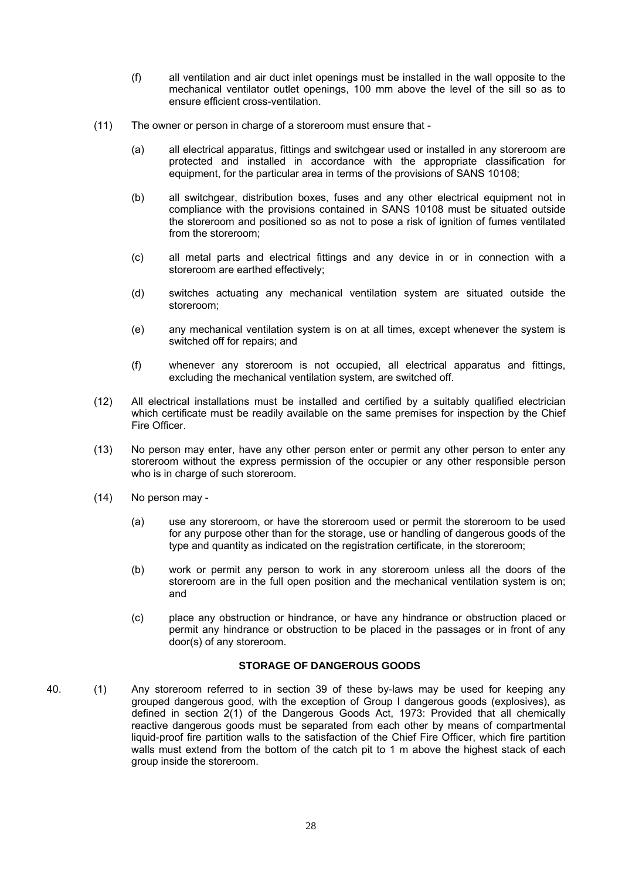(f) all ventilation and air duct inlet openings must be installed in the wall opposite to the mechanical ventilator outlet openings, 100 mm above the level of the sill so as to ensure efficient cross-ventilation.

(11) The owner or person in charge of a storeroom must ensure that -

(a) all electrical apparatus, fittings and switchgear used or installed in any storeroom are protected and installed in accordance with the appropriate classification for equipment, for the particular area in terms of the provisions of SANS 10108;

(b) all switchgear, distribution boxes, fuses and any other electrical equipment not in compliance with the provisions contained in SANS 10108 must be situated outside the storeroom and positioned so as not to pose a risk of ignition of fumes ventilated from the storeroom;

(c) all metal parts and electrical fittings and any device in or in connection with a storeroom are earthed effectively;

(d) switches actuating any mechanical ventilation system are situated outside the storeroom;

(e) any mechanical ventilation system is on at all times, except whenever the system is switched off for repairs; and

(f) whenever any storeroom is not occupied, all electrical apparatus and fittings, excluding the mechanical ventilation system, are switched off.

(12) All electrical installations must be installed and certified by a suitably qualified electrician which certificate must be readily available on the same premises for inspection by the Chief Fire Officer.

(13) No person may enter, have any other person enter or permit any other person to enter any storeroom without the express permission of the occupier or any other responsible person who is in charge of such storeroom.

(14) No person may -

(a) use any storeroom, or have the storeroom used or permit the storeroom to be used for any purpose other than for the storage, use or handling of dangerous goods of the type and quantity as indicated on the registration certificate, in the storeroom;

(b) work or permit any person to work in any storeroom unless all the doors of the storeroom are in the full open position and the mechanical ventilation system is on; and

(c) place any obstruction or hindrance, or have any hindrance or obstruction placed or permit any hindrance or obstruction to be placed in the passages or in front of any door(s) of any storeroom.

**STORAGE OF DANGEROUS GOODS**

40. (1) Any storeroom referred to in section 39 of these by-laws may be used for keeping any grouped dangerous good, with the exception of Group I dangerous goods (explosives), as defined in section 2(1) of the Dangerous Goods Act, 1973: Provided that all chemically reactive dangerous goods must be separated from each other by means of compartmental liquid-proof fire partition walls to the satisfaction of the Chief Fire Officer, which fire partition walls must extend from the bottom of the catch pit to 1 m above the highest stack of each group inside the storeroom.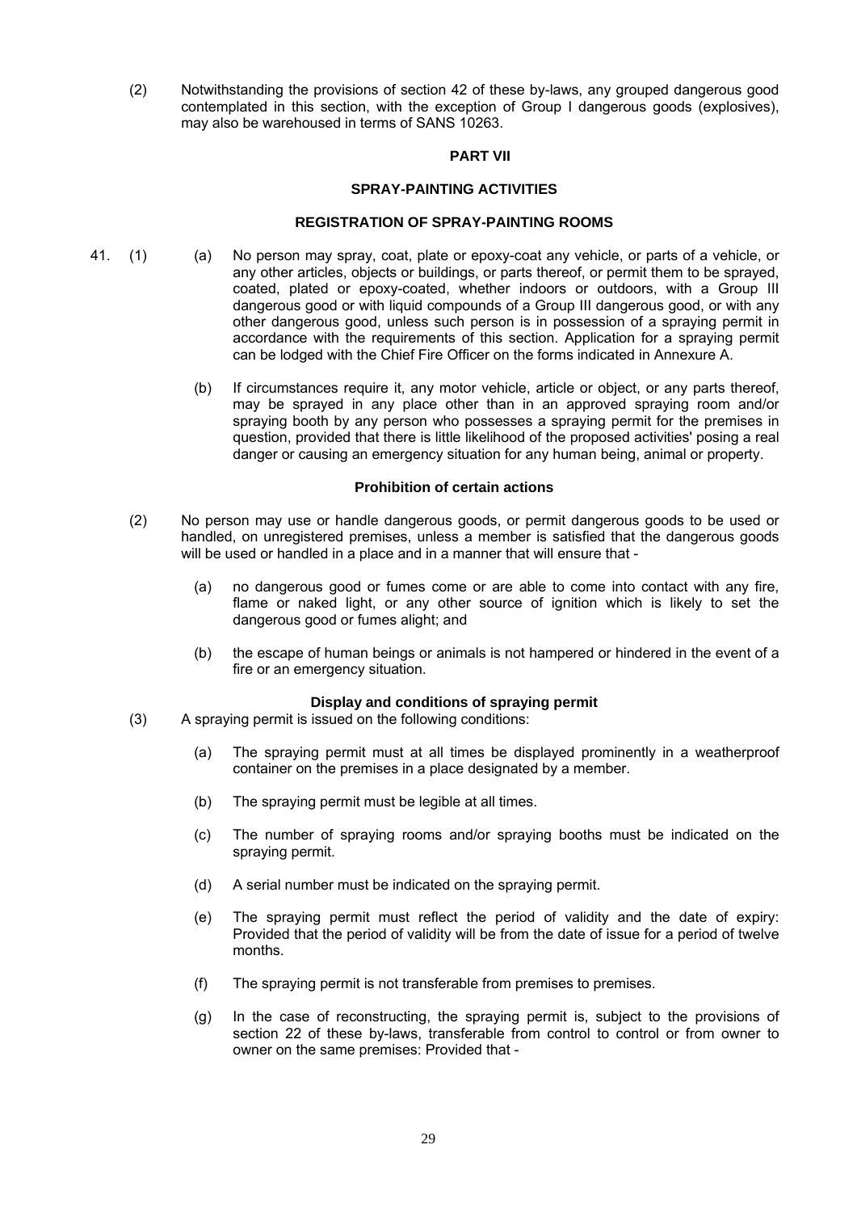(2) Notwithstanding the provisions of section 42 of these by-laws, any grouped dangerous good contemplated in this section, with the exception of Group I dangerous goods (explosives), may also be warehoused in terms of SANS 10263.

## PART VII

## SPRAY-PAINTING ACTIVITIES

### REGISTRATION OF SPRAY-PAINTING ROOMS

41. (1) (a) No person may spray, coat, plate or epoxy-coat any vehicle, or parts of a vehicle, or any other articles, objects or buildings, or parts thereof, or permit them to be sprayed, coated, plated or epoxy-coated, whether indoors or outdoors, with a Group III dangerous good or with liquid compounds of a Group III dangerous good, or with any other dangerous good, unless such person is in possession of a spraying permit in accordance with the requirements of this section. Application for a spraying permit can be lodged with the Chief Fire Officer on the forms indicated in Annexure A.

(b) If circumstances require it, any motor vehicle, article or object, or any parts thereof, may be sprayed in any place other than in an approved spraying room and/or spraying booth by any person who possesses a spraying permit for the premises in question, provided that there is little likelihood of the proposed activities' posing a real danger or causing an emergency situation for any human being, animal or property.

### Prohibition of certain actions

(2) No person may use or handle dangerous goods, or permit dangerous goods to be used or handled, on unregistered premises, unless a member is satisfied that the dangerous goods will be used or handled in a place and in a manner that will ensure that -

(a) no dangerous good or fumes come or are able to come into contact with any fire, flame or naked light, or any other source of ignition which is likely to set the dangerous good or fumes alight; and

(b) the escape of human beings or animals is not hampered or hindered in the event of a fire or an emergency situation.

### Display and conditions of spraying permit

(3) A spraying permit is issued on the following conditions:

(a) The spraying permit must at all times be displayed prominently in a weatherproof container on the premises in a place designated by a member.

(b) The spraying permit must be legible at all times.

(c) The number of spraying rooms and/or spraying booths must be indicated on the spraying permit.

(d) A serial number must be indicated on the spraying permit.

(e) The spraying permit must reflect the period of validity and the date of expiry: Provided that the period of validity will be from the date of issue for a period of twelve months.

(f) The spraying permit is not transferable from premises to premises.

(g) In the case of reconstructing, the spraying permit is, subject to the provisions of section 22 of these by-laws, transferable from control to control or from owner to owner on the same premises: Provided that -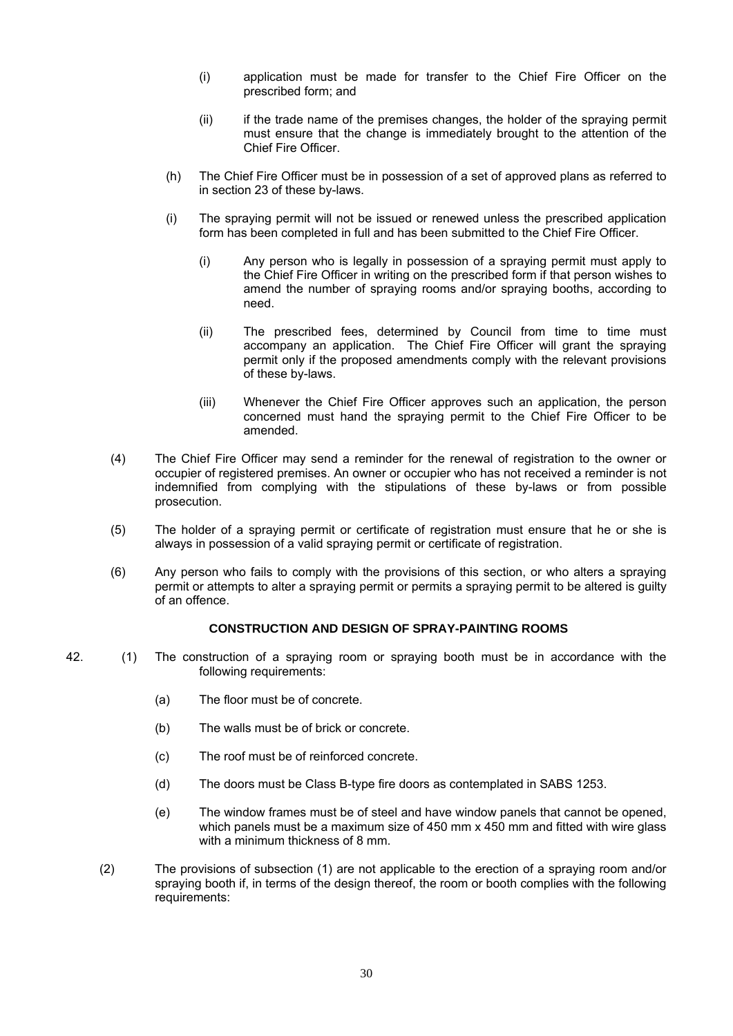(i) application must be made for transfer to the Chief Fire Officer on the prescribed form; and

(ii) if the trade name of the premises changes, the holder of the spraying permit must ensure that the change is immediately brought to the attention of the Chief Fire Officer.

(h) The Chief Fire Officer must be in possession of a set of approved plans as referred to in section 23 of these by-laws.

(i) The spraying permit will not be issued or renewed unless the prescribed application form has been completed in full and has been submitted to the Chief Fire Officer.

(i) Any person who is legally in possession of a spraying permit must apply to the Chief Fire Officer in writing on the prescribed form if that person wishes to amend the number of spraying rooms and/or spraying booths, according to need.

(ii) The prescribed fees, determined by Council from time to time must accompany an application. The Chief Fire Officer will grant the spraying permit only if the proposed amendments comply with the relevant provisions of these by-laws.

(iii) Whenever the Chief Fire Officer approves such an application, the person concerned must hand the spraying permit to the Chief Fire Officer to be amended.

(4) The Chief Fire Officer may send a reminder for the renewal of registration to the owner or occupier of registered premises. An owner or occupier who has not received a reminder is not indemnified from complying with the stipulations of these by-laws or from possible prosecution.

(5) The holder of a spraying permit or certificate of registration must ensure that he or she is always in possession of a valid spraying permit or certificate of registration.

(6) Any person who fails to comply with the provisions of this section, or who alters a spraying permit or attempts to alter a spraying permit or permits a spraying permit to be altered is guilty of an offence.

### CONSTRUCTION AND DESIGN OF SPRAY-PAINTING ROOMS

42. (1) The construction of a spraying room or spraying booth must be in accordance with the following requirements:

(a) The floor must be of concrete.

(b) The walls must be of brick or concrete.

(c) The roof must be of reinforced concrete.

(d) The doors must be Class B-type fire doors as contemplated in SABS 1253.

(e) The window frames must be of steel and have window panels that cannot be opened, which panels must be a maximum size of 450 mm x 450 mm and fitted with wire glass with a minimum thickness of 8 mm.

(2) The provisions of subsection (1) are not applicable to the erection of a spraying room and/or spraying booth if, in terms of the design thereof, the room or booth complies with the following requirements: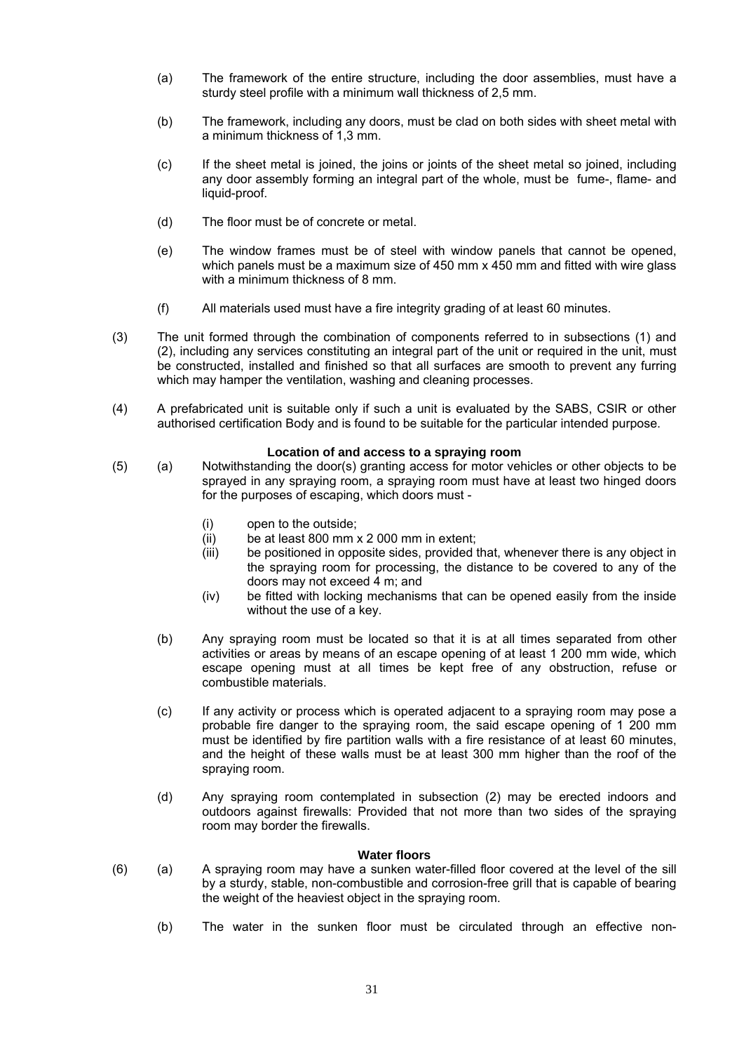(a) The framework of the entire structure, including the door assemblies, must have a sturdy steel profile with a minimum wall thickness of 2,5 mm.

(b) The framework, including any doors, must be clad on both sides with sheet metal with a minimum thickness of 1,3 mm.

(c) If the sheet metal is joined, the joins or joints of the sheet metal so joined, including any door assembly forming an integral part of the whole, must be fume-, flame- and liquid-proof.

(d) The floor must be of concrete or metal.

(e) The window frames must be of steel with window panels that cannot be opened, which panels must be a maximum size of 450 mm x 450 mm and fitted with wire glass with a minimum thickness of 8 mm.

(f) All materials used must have a fire integrity grading of at least 60 minutes.

(3) The unit formed through the combination of components referred to in subsections (1) and (2), including any services constituting an integral part of the unit or required in the unit, must be constructed, installed and finished so that all surfaces are smooth to prevent any furring which may hamper the ventilation, washing and cleaning processes.

(4) A prefabricated unit is suitable only if such a unit is evaluated by the SABS, CSIR or other authorised certification Body and is found to be suitable for the particular intended purpose.

**Location of and access to a spraying room**

(5) (a) Notwithstanding the door(s) granting access for motor vehicles or other objects to be sprayed in any spraying room, a spraying room must have at least two hinged doors for the purposes of escaping, which doors must -

(i) open to the outside;
(ii) be at least 800 mm x 2 000 mm in extent;
(iii) be positioned in opposite sides, provided that, whenever there is any object in the spraying room for processing, the distance to be covered to any of the doors may not exceed 4 m; and
(iv) be fitted with locking mechanisms that can be opened easily from the inside without the use of a key.

(b) Any spraying room must be located so that it is at all times separated from other activities or areas by means of an escape opening of at least 1 200 mm wide, which escape opening must at all times be kept free of any obstruction, refuse or combustible materials.

(c) If any activity or process which is operated adjacent to a spraying room may pose a probable fire danger to the spraying room, the said escape opening of 1 200 mm must be identified by fire partition walls with a fire resistance of at least 60 minutes, and the height of these walls must be at least 300 mm higher than the roof of the spraying room.

(d) Any spraying room contemplated in subsection (2) may be erected indoors and outdoors against firewalls: Provided that not more than two sides of the spraying room may border the firewalls.

**Water floors**

(6) (a) A spraying room may have a sunken water-filled floor covered at the level of the sill by a sturdy, stable, non-combustible and corrosion-free grill that is capable of bearing the weight of the heaviest object in the spraying room.

(b) The water in the sunken floor must be circulated through an effective non-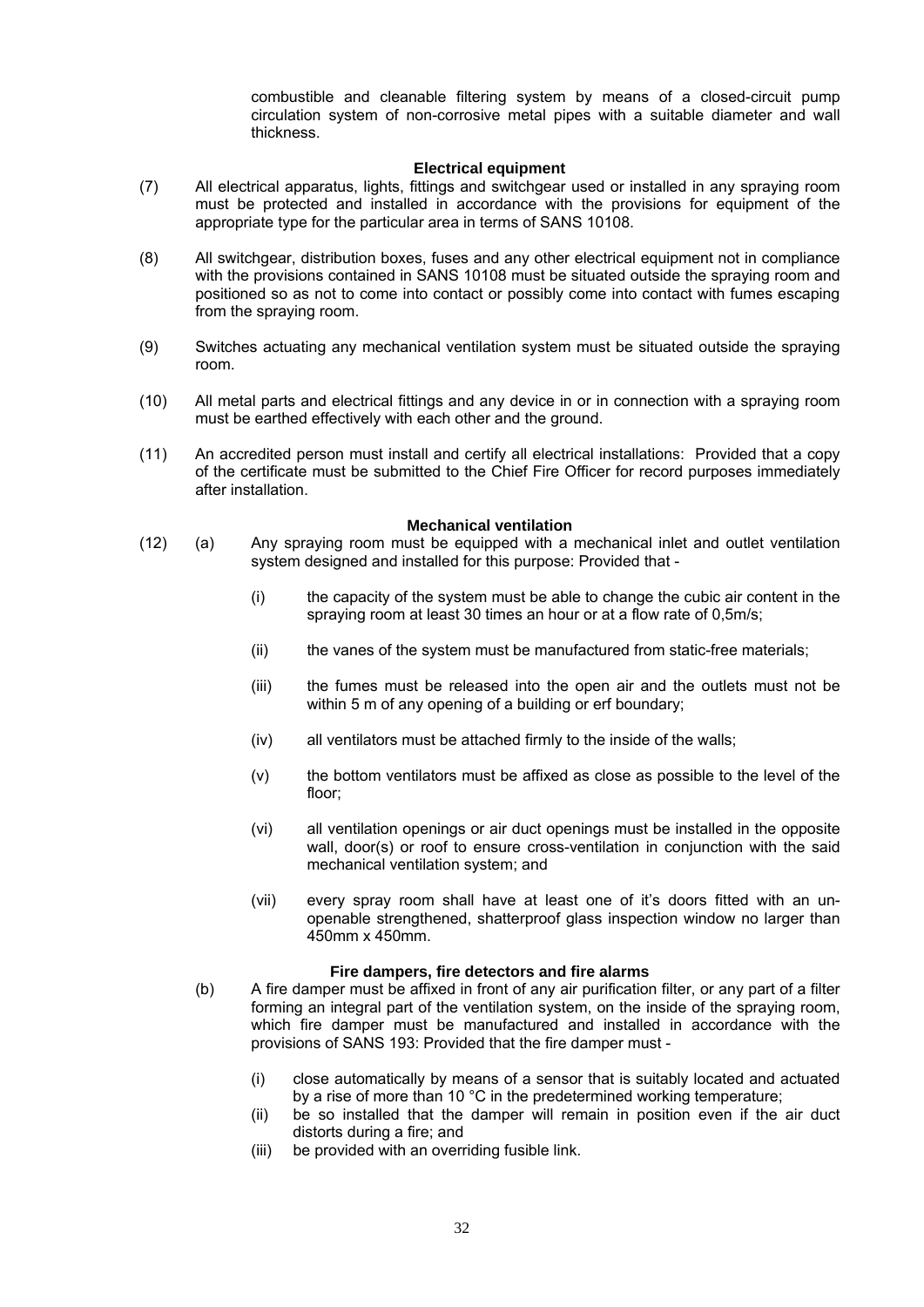combustible and cleanable filtering system by means of a closed-circuit pump circulation system of non-corrosive metal pipes with a suitable diameter and wall thickness.

### Electrical equipment

(7) All electrical apparatus, lights, fittings and switchgear used or installed in any spraying room must be protected and installed in accordance with the provisions for equipment of the appropriate type for the particular area in terms of SANS 10108.

(8) All switchgear, distribution boxes, fuses and any other electrical equipment not in compliance with the provisions contained in SANS 10108 must be situated outside the spraying room and positioned so as not to come into contact or possibly come into contact with fumes escaping from the spraying room.

(9) Switches actuating any mechanical ventilation system must be situated outside the spraying room.

(10) All metal parts and electrical fittings and any device in or in connection with a spraying room must be earthed effectively with each other and the ground.

(11) An accredited person must install and certify all electrical installations: Provided that a copy of the certificate must be submitted to the Chief Fire Officer for record purposes immediately after installation.

### Mechanical ventilation

(12) (a) Any spraying room must be equipped with a mechanical inlet and outlet ventilation system designed and installed for this purpose: Provided that -

(i) the capacity of the system must be able to change the cubic air content in the spraying room at least 30 times an hour or at a flow rate of 0,5m/s;

(ii) the vanes of the system must be manufactured from static-free materials;

(iii) the fumes must be released into the open air and the outlets must not be within 5 m of any opening of a building or erf boundary;

(iv) all ventilators must be attached firmly to the inside of the walls;

(v) the bottom ventilators must be affixed as close as possible to the level of the floor;

(vi) all ventilation openings or air duct openings must be installed in the opposite wall, door(s) or roof to ensure cross-ventilation in conjunction with the said mechanical ventilation system; and

(vii) every spray room shall have at least one of it's doors fitted with an un-openable strengthened, shatterproof glass inspection window no larger than 450mm x 450mm.

### Fire dampers, fire detectors and fire alarms

(b) A fire damper must be affixed in front of any air purification filter, or any part of a filter forming an integral part of the ventilation system, on the inside of the spraying room, which fire damper must be manufactured and installed in accordance with the provisions of SANS 193: Provided that the fire damper must -

(i) close automatically by means of a sensor that is suitably located and actuated by a rise of more than 10 °C in the predetermined working temperature;
(ii) be so installed that the damper will remain in position even if the air duct distorts during a fire; and
(iii) be provided with an overriding fusible link.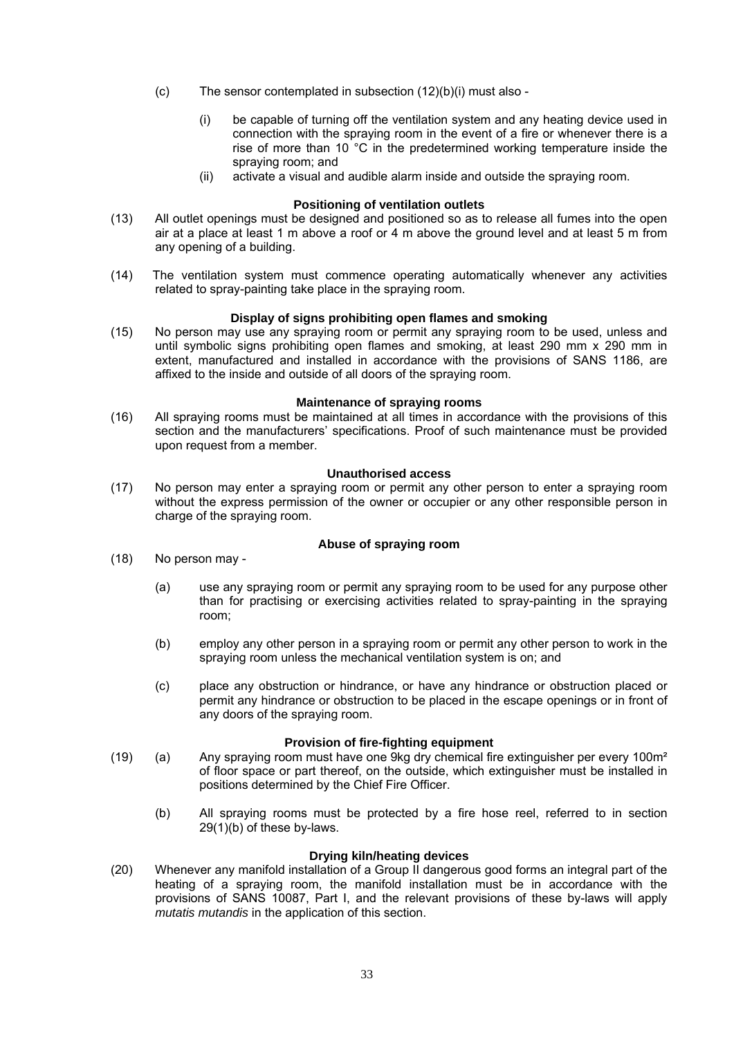(c) The sensor contemplated in subsection (12)(b)(i) must also -

(i) be capable of turning off the ventilation system and any heating device used in connection with the spraying room in the event of a fire or whenever there is a rise of more than 10 °C in the predetermined working temperature inside the spraying room; and

(ii) activate a visual and audible alarm inside and outside the spraying room.

**Positioning of ventilation outlets**

(13) All outlet openings must be designed and positioned so as to release all fumes into the open air at a place at least 1 m above a roof or 4 m above the ground level and at least 5 m from any opening of a building.

(14) The ventilation system must commence operating automatically whenever any activities related to spray-painting take place in the spraying room.

**Display of signs prohibiting open flames and smoking**

(15) No person may use any spraying room or permit any spraying room to be used, unless and until symbolic signs prohibiting open flames and smoking, at least 290 mm x 290 mm in extent, manufactured and installed in accordance with the provisions of SANS 1186, are affixed to the inside and outside of all doors of the spraying room.

**Maintenance of spraying rooms**

(16) All spraying rooms must be maintained at all times in accordance with the provisions of this section and the manufacturers' specifications. Proof of such maintenance must be provided upon request from a member.

**Unauthorised access**

(17) No person may enter a spraying room or permit any other person to enter a spraying room without the express permission of the owner or occupier or any other responsible person in charge of the spraying room.

**Abuse of spraying room**

(18) No person may -

(a) use any spraying room or permit any spraying room to be used for any purpose other than for practising or exercising activities related to spray-painting in the spraying room;

(b) employ any other person in a spraying room or permit any other person to work in the spraying room unless the mechanical ventilation system is on; and

(c) place any obstruction or hindrance, or have any hindrance or obstruction placed or permit any hindrance or obstruction to be placed in the escape openings or in front of any doors of the spraying room.

**Provision of fire-fighting equipment**

(19) (a) Any spraying room must have one 9kg dry chemical fire extinguisher per every 100m² of floor space or part thereof, on the outside, which extinguisher must be installed in positions determined by the Chief Fire Officer.

(b) All spraying rooms must be protected by a fire hose reel, referred to in section 29(1)(b) of these by-laws.

**Drying kiln/heating devices**

(20) Whenever any manifold installation of a Group II dangerous good forms an integral part of the heating of a spraying room, the manifold installation must be in accordance with the provisions of SANS 10087, Part I, and the relevant provisions of these by-laws will apply *mutatis mutandis* in the application of this section.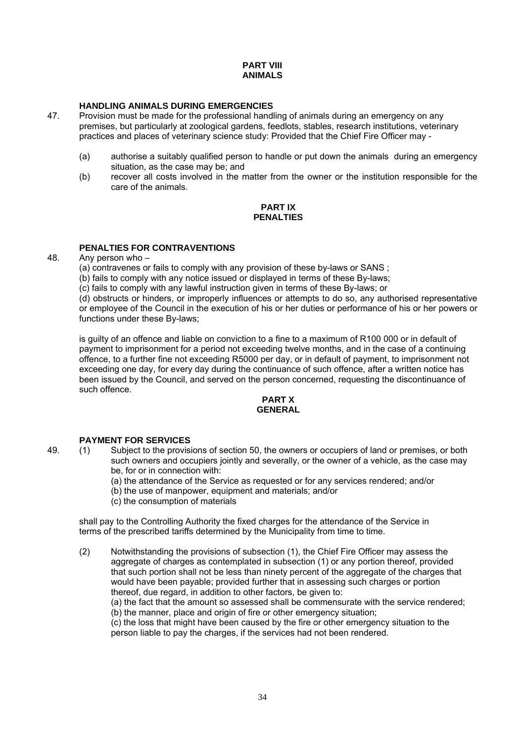## PART VIII
## ANIMALS

### HANDLING ANIMALS DURING EMERGENCIES

47. Provision must be made for the professional handling of animals during an emergency on any premises, but particularly at zoological gardens, feedlots, stables, research institutions, veterinary practices and places of veterinary science study: Provided that the Chief Fire Officer may -

    (a) authorise a suitably qualified person to handle or put down the animals during an emergency situation, as the case may be; and

    (b) recover all costs involved in the matter from the owner or the institution responsible for the care of the animals.

## PART IX
## PENALTIES

### PENALTIES FOR CONTRAVENTIONS

48. Any person who –

    (a) contravenes or fails to comply with any provision of these by-laws or SANS ;

    (b) fails to comply with any notice issued or displayed in terms of these By-laws;

    (c) fails to comply with any lawful instruction given in terms of these By-laws; or

    (d) obstructs or hinders, or improperly influences or attempts to do so, any authorised representative or employee of the Council in the execution of his or her duties or performance of his or her powers or functions under these By-laws;

    is guilty of an offence and liable on conviction to a fine to a maximum of R100 000 or in default of payment to imprisonment for a period not exceeding twelve months, and in the case of a continuing offence, to a further fine not exceeding R5000 per day, or in default of payment, to imprisonment not exceeding one day, for every day during the continuance of such offence, after a written notice has been issued by the Council, and served on the person concerned, requesting the discontinuance of such offence.

## PART X
## GENERAL

### PAYMENT FOR SERVICES

49. (1) Subject to the provisions of section 50, the owners or occupiers of land or premises, or both such owners and occupiers jointly and severally, or the owner of a vehicle, as the case may be, for or in connection with:

    (a) the attendance of the Service as requested or for any services rendered; and/or

    (b) the use of manpower, equipment and materials; and/or

    (c) the consumption of materials

    shall pay to the Controlling Authority the fixed charges for the attendance of the Service in terms of the prescribed tariffs determined by the Municipality from time to time.

    (2) Notwithstanding the provisions of subsection (1), the Chief Fire Officer may assess the aggregate of charges as contemplated in subsection (1) or any portion thereof, provided that such portion shall not be less than ninety percent of the aggregate of the charges that would have been payable; provided further that in assessing such charges or portion thereof, due regard, in addition to other factors, be given to:

    (a) the fact that the amount so assessed shall be commensurate with the service rendered;

    (b) the manner, place and origin of fire or other emergency situation;

    (c) the loss that might have been caused by the fire or other emergency situation to the person liable to pay the charges, if the services had not been rendered.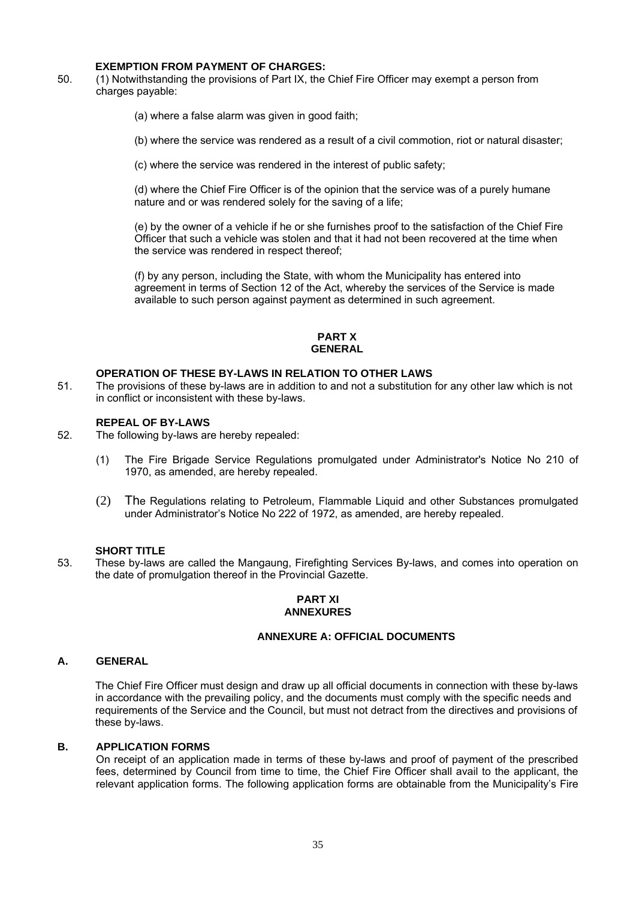**EXEMPTION FROM PAYMENT OF CHARGES:**

50. (1) Notwithstanding the provisions of Part IX, the Chief Fire Officer may exempt a person from charges payable:

    (a) where a false alarm was given in good faith;

    (b) where the service was rendered as a result of a civil commotion, riot or natural disaster;

    (c) where the service was rendered in the interest of public safety;

    (d) where the Chief Fire Officer is of the opinion that the service was of a purely humane nature and or was rendered solely for the saving of a life;

    (e) by the owner of a vehicle if he or she furnishes proof to the satisfaction of the Chief Fire Officer that such a vehicle was stolen and that it had not been recovered at the time when the service was rendered in respect thereof;

    (f) by any person, including the State, with whom the Municipality has entered into agreement in terms of Section 12 of the Act, whereby the services of the Service is made available to such person against payment as determined in such agreement.

## PART X
## GENERAL

**OPERATION OF THESE BY-LAWS IN RELATION TO OTHER LAWS**

51. The provisions of these by-laws are in addition to and not a substitution for any other law which is not in conflict or inconsistent with these by-laws.

**REPEAL OF BY-LAWS**

52. The following by-laws are hereby repealed:

    (1) The Fire Brigade Service Regulations promulgated under Administrator's Notice No 210 of 1970, as amended, are hereby repealed.

    (2) The Regulations relating to Petroleum, Flammable Liquid and other Substances promulgated under Administrator's Notice No 222 of 1972, as amended, are hereby repealed.

**SHORT TITLE**

53. These by-laws are called the Mangaung, Firefighting Services By-laws, and comes into operation on the date of promulgation thereof in the Provincial Gazette.

## PART XI
## ANNEXURES

### ANNEXURE A: OFFICIAL DOCUMENTS

**A. GENERAL**

The Chief Fire Officer must design and draw up all official documents in connection with these by-laws in accordance with the prevailing policy, and the documents must comply with the specific needs and requirements of the Service and the Council, but must not detract from the directives and provisions of these by-laws.

**B. APPLICATION FORMS**

On receipt of an application made in terms of these by-laws and proof of payment of the prescribed fees, determined by Council from time to time, the Chief Fire Officer shall avail to the applicant, the relevant application forms. The following application forms are obtainable from the Municipality's Fire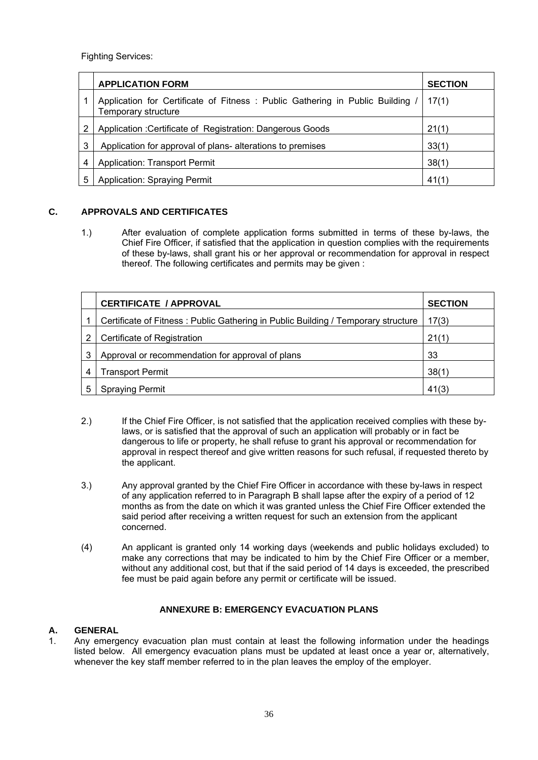Fighting Services:

| | APPLICATION FORM | SECTION |
|---|---|---|
| 1 | Application for Certificate of Fitness : Public Gathering in Public Building / Temporary structure | 17(1) |
| 2 | Application :Certificate of Registration: Dangerous Goods | 21(1) |
| 3 | Application for approval of plans- alterations to premises | 33(1) |
| 4 | Application: Transport Permit | 38(1) |
| 5 | Application: Spraying Permit | 41(1) |

## C. APPROVALS AND CERTIFICATES

1.) After evaluation of complete application forms submitted in terms of these by-laws, the Chief Fire Officer, if satisfied that the application in question complies with the requirements of these by-laws, shall grant his or her approval or recommendation for approval in respect thereof. The following certificates and permits may be given :

| | CERTIFICATE / APPROVAL | SECTION |
|---|---|---|
| 1 | Certificate of Fitness : Public Gathering in Public Building / Temporary structure | 17(3) |
| 2 | Certificate of Registration | 21(1) |
| 3 | Approval or recommendation for approval of plans | 33 |
| 4 | Transport Permit | 38(1) |
| 5 | Spraying Permit | 41(3) |

2.) If the Chief Fire Officer, is not satisfied that the application received complies with these by-laws, or is satisfied that the approval of such an application will probably or in fact be dangerous to life or property, he shall refuse to grant his approval or recommendation for approval in respect thereof and give written reasons for such refusal, if requested thereto by the applicant.

3.) Any approval granted by the Chief Fire Officer in accordance with these by-laws in respect of any application referred to in Paragraph B shall lapse after the expiry of a period of 12 months as from the date on which it was granted unless the Chief Fire Officer extended the said period after receiving a written request for such an extension from the applicant concerned.

(4) An applicant is granted only 14 working days (weekends and public holidays excluded) to make any corrections that may be indicated to him by the Chief Fire Officer or a member, without any additional cost, but that if the said period of 14 days is exceeded, the prescribed fee must be paid again before any permit or certificate will be issued.

## ANNEXURE B: EMERGENCY EVACUATION PLANS

### A. GENERAL

1. Any emergency evacuation plan must contain at least the following information under the headings listed below. All emergency evacuation plans must be updated at least once a year or, alternatively, whenever the key staff member referred to in the plan leaves the employ of the employer.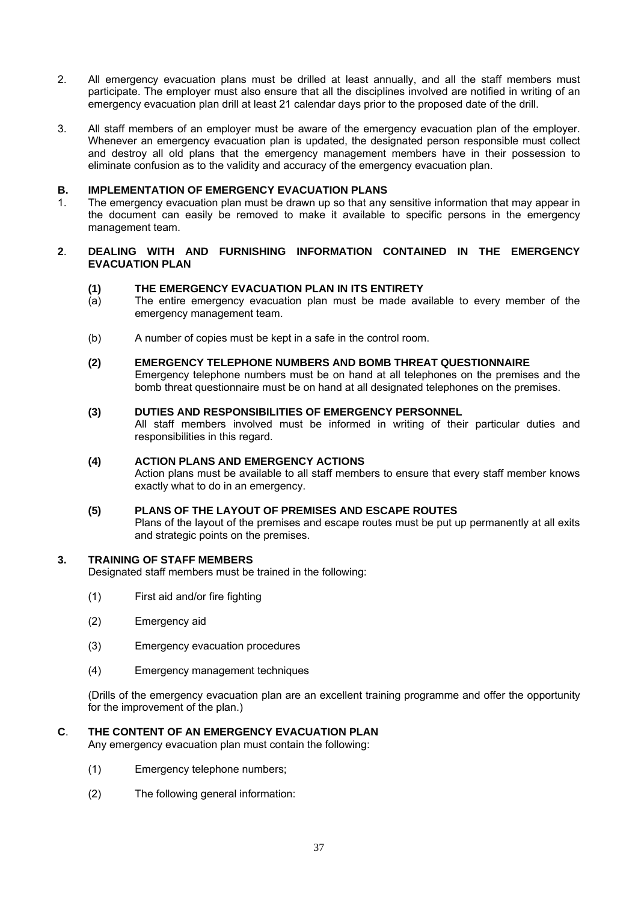2. All emergency evacuation plans must be drilled at least annually, and all the staff members must participate. The employer must also ensure that all the disciplines involved are notified in writing of an emergency evacuation plan drill at least 21 calendar days prior to the proposed date of the drill.

3. All staff members of an employer must be aware of the emergency evacuation plan of the employer. Whenever an emergency evacuation plan is updated, the designated person responsible must collect and destroy all old plans that the emergency management members have in their possession to eliminate confusion as to the validity and accuracy of the emergency evacuation plan.

## B. IMPLEMENTATION OF EMERGENCY EVACUATION PLANS

1. The emergency evacuation plan must be drawn up so that any sensitive information that may appear in the document can easily be removed to make it available to specific persons in the emergency management team.

### 2. DEALING WITH AND FURNISHING INFORMATION CONTAINED IN THE EMERGENCY EVACUATION PLAN

**(1) THE EMERGENCY EVACUATION PLAN IN ITS ENTIRETY**

(a) The entire emergency evacuation plan must be made available to every member of the emergency management team.

(b) A number of copies must be kept in a safe in the control room.

**(2) EMERGENCY TELEPHONE NUMBERS AND BOMB THREAT QUESTIONNAIRE**

Emergency telephone numbers must be on hand at all telephones on the premises and the bomb threat questionnaire must be on hand at all designated telephones on the premises.

**(3) DUTIES AND RESPONSIBILITIES OF EMERGENCY PERSONNEL**

All staff members involved must be informed in writing of their particular duties and responsibilities in this regard.

**(4) ACTION PLANS AND EMERGENCY ACTIONS**

Action plans must be available to all staff members to ensure that every staff member knows exactly what to do in an emergency.

**(5) PLANS OF THE LAYOUT OF PREMISES AND ESCAPE ROUTES**

Plans of the layout of the premises and escape routes must be put up permanently at all exits and strategic points on the premises.

### 3. TRAINING OF STAFF MEMBERS

Designated staff members must be trained in the following:

(1) First aid and/or fire fighting

(2) Emergency aid

(3) Emergency evacuation procedures

(4) Emergency management techniques

(Drills of the emergency evacuation plan are an excellent training programme and offer the opportunity for the improvement of the plan.)

## C. THE CONTENT OF AN EMERGENCY EVACUATION PLAN

Any emergency evacuation plan must contain the following:

(1) Emergency telephone numbers;

(2) The following general information: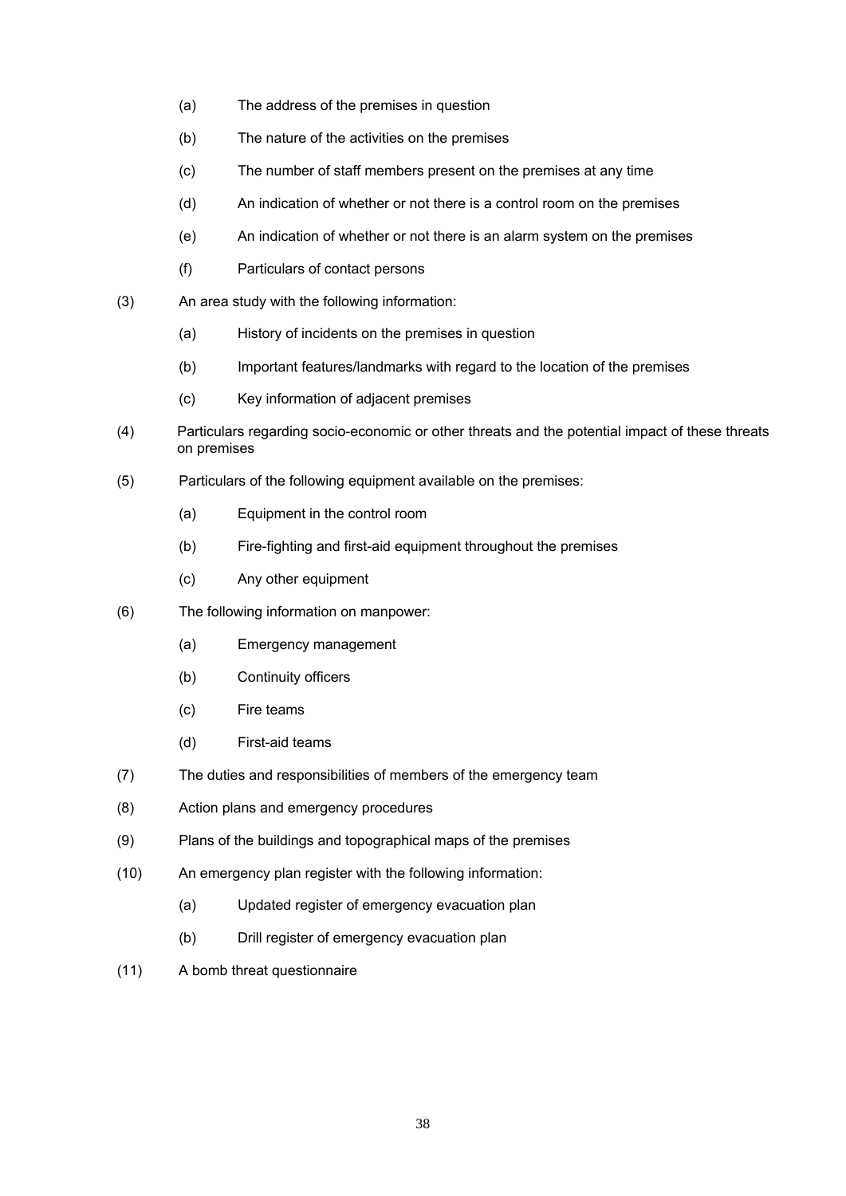(a) The address of the premises in question

(b) The nature of the activities on the premises

(c) The number of staff members present on the premises at any time

(d) An indication of whether or not there is a control room on the premises

(e) An indication of whether or not there is an alarm system on the premises

(f) Particulars of contact persons

(3) An area study with the following information:

(a) History of incidents on the premises in question

(b) Important features/landmarks with regard to the location of the premises

(c) Key information of adjacent premises

(4) Particulars regarding socio-economic or other threats and the potential impact of these threats on premises

(5) Particulars of the following equipment available on the premises:

(a) Equipment in the control room

(b) Fire-fighting and first-aid equipment throughout the premises

(c) Any other equipment

(6) The following information on manpower:

(a) Emergency management

(b) Continuity officers

(c) Fire teams

(d) First-aid teams

(7) The duties and responsibilities of members of the emergency team

(8) Action plans and emergency procedures

(9) Plans of the buildings and topographical maps of the premises

(10) An emergency plan register with the following information:

(a) Updated register of emergency evacuation plan

(b) Drill register of emergency evacuation plan

(11) A bomb threat questionnaire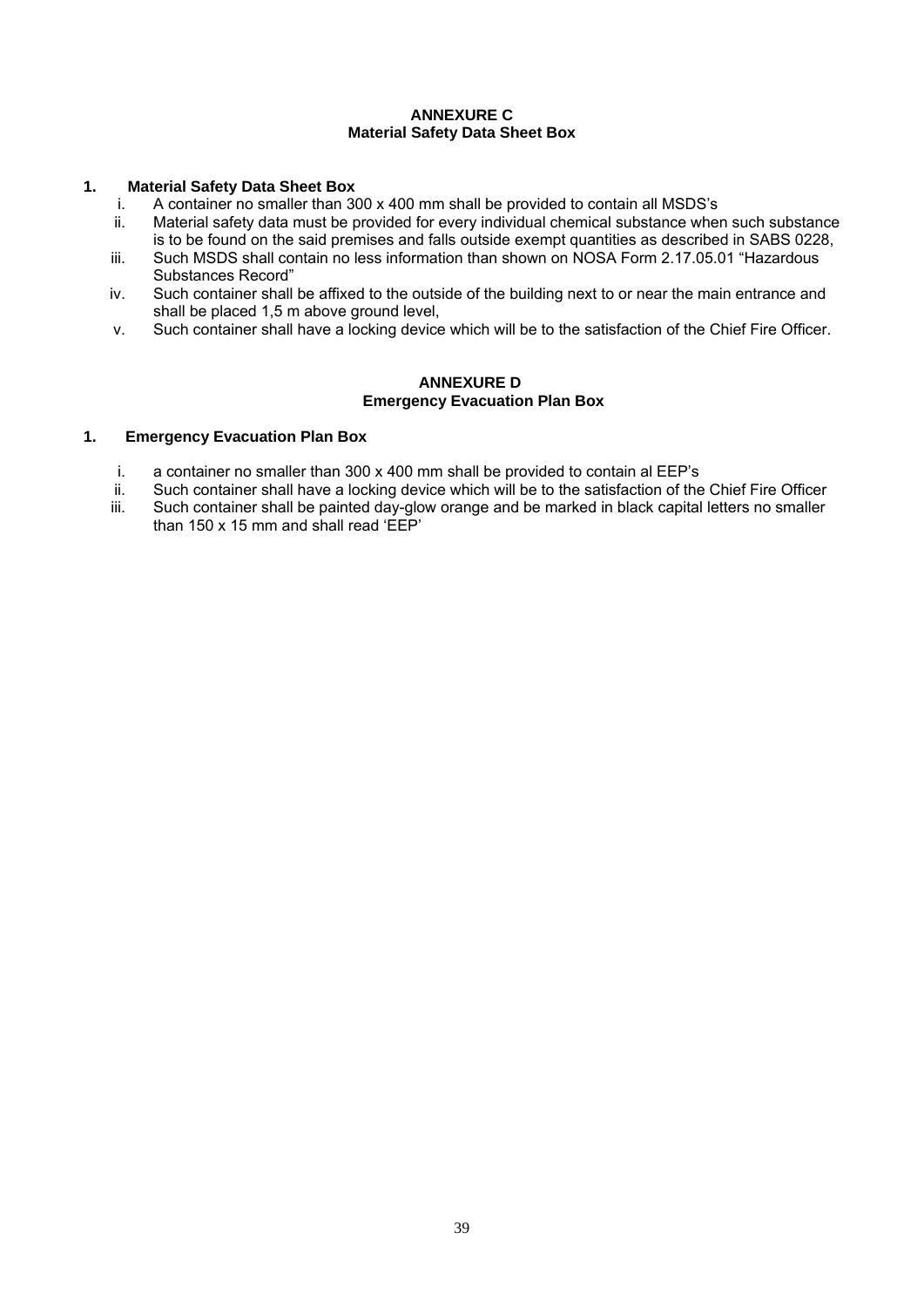## ANNEXURE C
## Material Safety Data Sheet Box

### 1. Material Safety Data Sheet Box

i. A container no smaller than 300 x 400 mm shall be provided to contain all MSDS's
ii. Material safety data must be provided for every individual chemical substance when such substance is to be found on the said premises and falls outside exempt quantities as described in SABS 0228,
iii. Such MSDS shall contain no less information than shown on NOSA Form 2.17.05.01 "Hazardous Substances Record"
iv. Such container shall be affixed to the outside of the building next to or near the main entrance and shall be placed 1,5 m above ground level,
v. Such container shall have a locking device which will be to the satisfaction of the Chief Fire Officer.

## ANNEXURE D
## Emergency Evacuation Plan Box

### 1. Emergency Evacuation Plan Box

i. a container no smaller than 300 x 400 mm shall be provided to contain al EEP's
ii. Such container shall have a locking device which will be to the satisfaction of the Chief Fire Officer
iii. Such container shall be painted day-glow orange and be marked in black capital letters no smaller than 150 x 15 mm and shall read 'EEP'